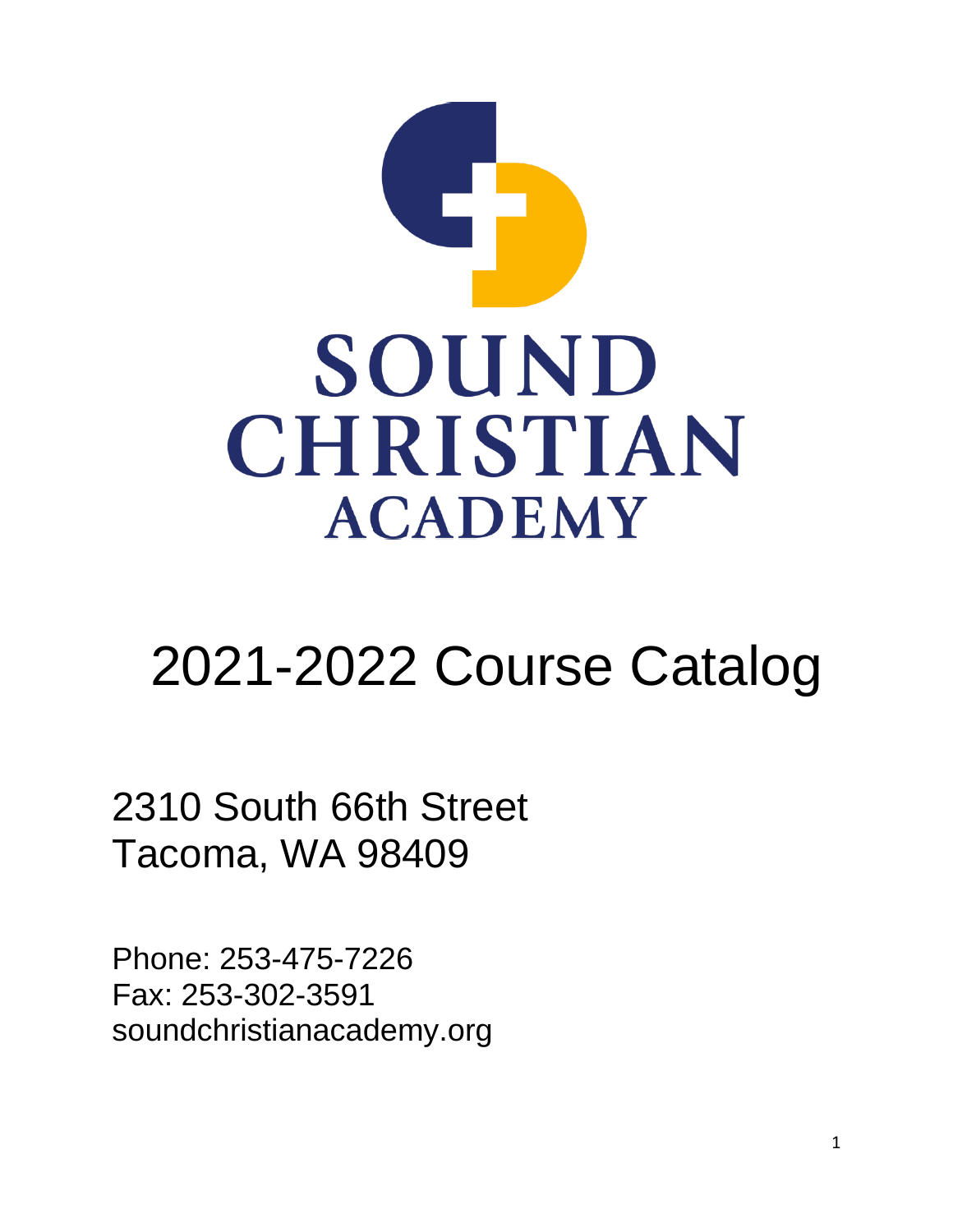# SOUND CHRISTIAN ACADEMY

# 2021-2022 Course Catalog

2310 South 66th Street
Tacoma, WA 98409

Phone: 253-475-7226
Fax: 253-302-3591
soundchristianacademy.org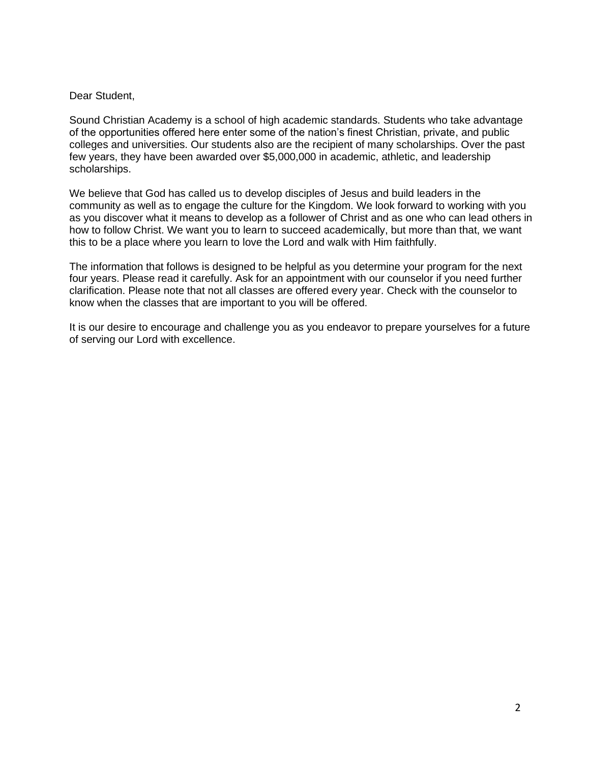Dear Student,

Sound Christian Academy is a school of high academic standards. Students who take advantage of the opportunities offered here enter some of the nation's finest Christian, private, and public colleges and universities. Our students also are the recipient of many scholarships. Over the past few years, they have been awarded over $5,000,000 in academic, athletic, and leadership scholarships.

We believe that God has called us to develop disciples of Jesus and build leaders in the community as well as to engage the culture for the Kingdom. We look forward to working with you as you discover what it means to develop as a follower of Christ and as one who can lead others in how to follow Christ. We want you to learn to succeed academically, but more than that, we want this to be a place where you learn to love the Lord and walk with Him faithfully.

The information that follows is designed to be helpful as you determine your program for the next four years. Please read it carefully. Ask for an appointment with our counselor if you need further clarification. Please note that not all classes are offered every year. Check with the counselor to know when the classes that are important to you will be offered.

It is our desire to encourage and challenge you as you endeavor to prepare yourselves for a future of serving our Lord with excellence.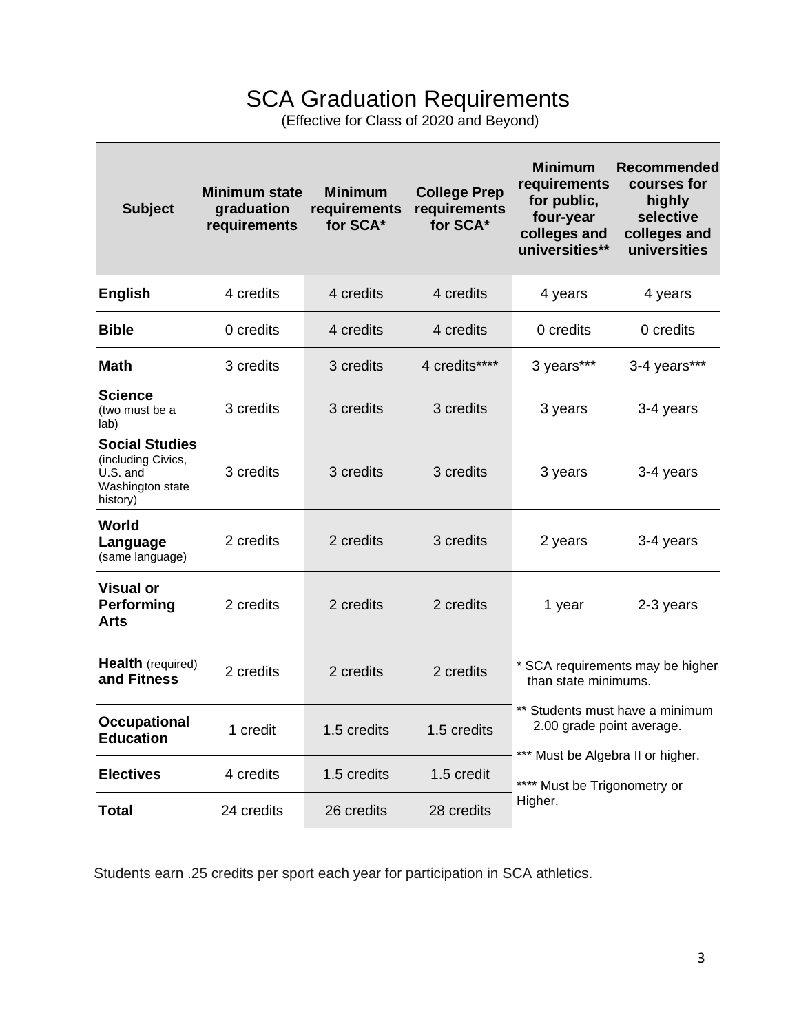# SCA Graduation Requirements

(Effective for Class of 2020 and Beyond)

| Subject | Minimum state graduation requirements | Minimum requirements for SCA* | College Prep requirements for SCA* | Minimum requirements for public, four-year colleges and universities** | Recommended courses for highly selective colleges and universities |
|---|---|---|---|---|---|
| **English** | 4 credits | 4 credits | 4 credits | 4 years | 4 years |
| **Bible** | 0 credits | 4 credits | 4 credits | 0 credits | 0 credits |
| **Math** | 3 credits | 3 credits | 4 credits**** | 3 years*** | 3-4 years*** |
| **Science** (two must be a lab) | 3 credits | 3 credits | 3 credits | 3 years | 3-4 years |
| **Social Studies** (including Civics, U.S. and Washington state history) | 3 credits | 3 credits | 3 credits | 3 years | 3-4 years |
| **World Language** (same language) | 2 credits | 2 credits | 3 credits | 2 years | 3-4 years |
| **Visual or Performing Arts** | 2 credits | 2 credits | 2 credits | 1 year | 2-3 years |
| **Health** (required) **and Fitness** | 2 credits | 2 credits | 2 credits | | |
| **Occupational Education** | 1 credit | 1.5 credits | 1.5 credits | | |
| **Electives** | 4 credits | 1.5 credits | 1.5 credit | | |
| **Total** | 24 credits | 26 credits | 28 credits | | |

\* SCA requirements may be higher than state minimums.

** Students must have a minimum 2.00 grade point average.

*** Must be Algebra II or higher.

**** Must be Trigonometry or Higher.

Students earn .25 credits per sport each year for participation in SCA athletics.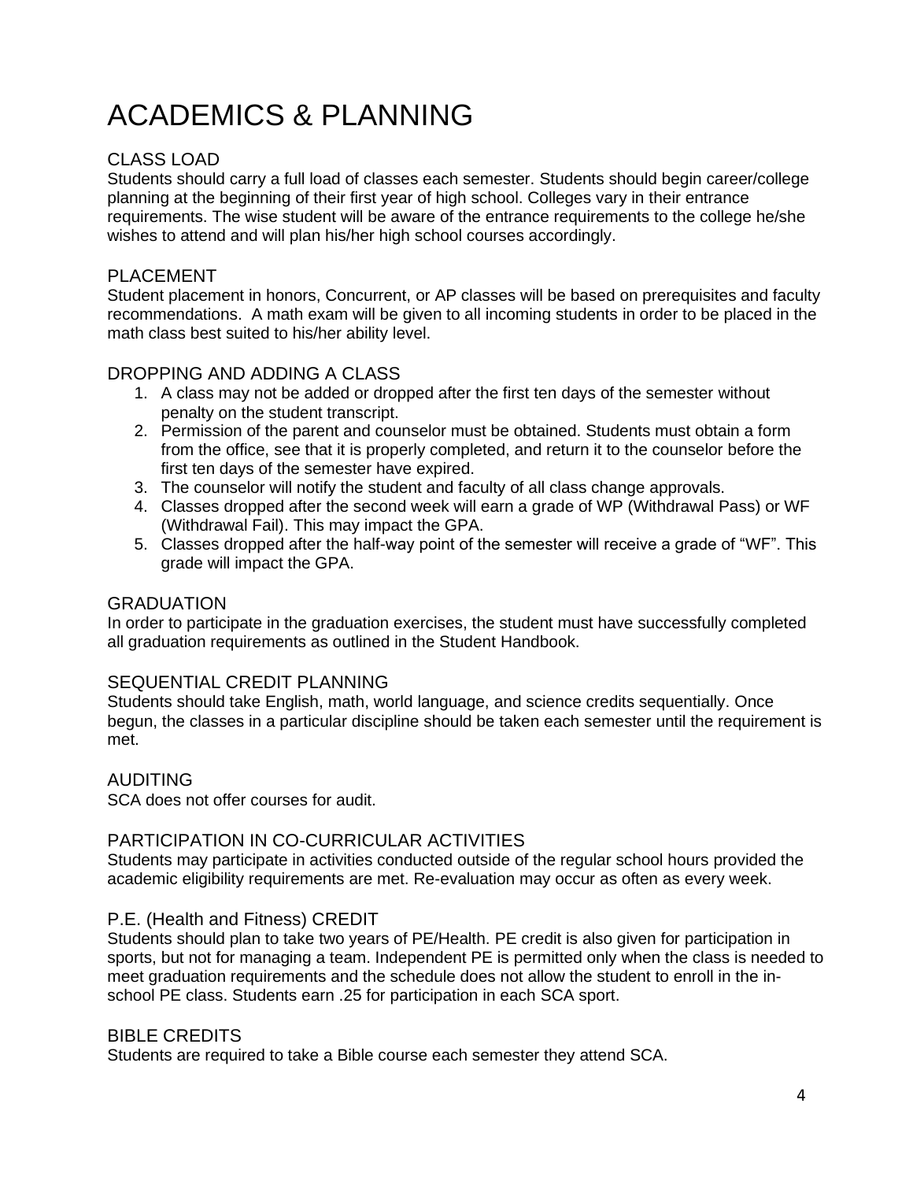# ACADEMICS & PLANNING

## CLASS LOAD

Students should carry a full load of classes each semester. Students should begin career/college planning at the beginning of their first year of high school. Colleges vary in their entrance requirements. The wise student will be aware of the entrance requirements to the college he/she wishes to attend and will plan his/her high school courses accordingly.

## PLACEMENT

Student placement in honors, Concurrent, or AP classes will be based on prerequisites and faculty recommendations. A math exam will be given to all incoming students in order to be placed in the math class best suited to his/her ability level.

## DROPPING AND ADDING A CLASS

1. A class may not be added or dropped after the first ten days of the semester without penalty on the student transcript.
2. Permission of the parent and counselor must be obtained. Students must obtain a form from the office, see that it is properly completed, and return it to the counselor before the first ten days of the semester have expired.
3. The counselor will notify the student and faculty of all class change approvals.
4. Classes dropped after the second week will earn a grade of WP (Withdrawal Pass) or WF (Withdrawal Fail). This may impact the GPA.
5. Classes dropped after the half-way point of the semester will receive a grade of "WF". This grade will impact the GPA.

## GRADUATION

In order to participate in the graduation exercises, the student must have successfully completed all graduation requirements as outlined in the Student Handbook.

## SEQUENTIAL CREDIT PLANNING

Students should take English, math, world language, and science credits sequentially. Once begun, the classes in a particular discipline should be taken each semester until the requirement is met.

## AUDITING

SCA does not offer courses for audit.

## PARTICIPATION IN CO-CURRICULAR ACTIVITIES

Students may participate in activities conducted outside of the regular school hours provided the academic eligibility requirements are met. Re-evaluation may occur as often as every week.

## P.E. (Health and Fitness) CREDIT

Students should plan to take two years of PE/Health. PE credit is also given for participation in sports, but not for managing a team. Independent PE is permitted only when the class is needed to meet graduation requirements and the schedule does not allow the student to enroll in the in-school PE class. Students earn .25 for participation in each SCA sport.

## BIBLE CREDITS

Students are required to take a Bible course each semester they attend SCA.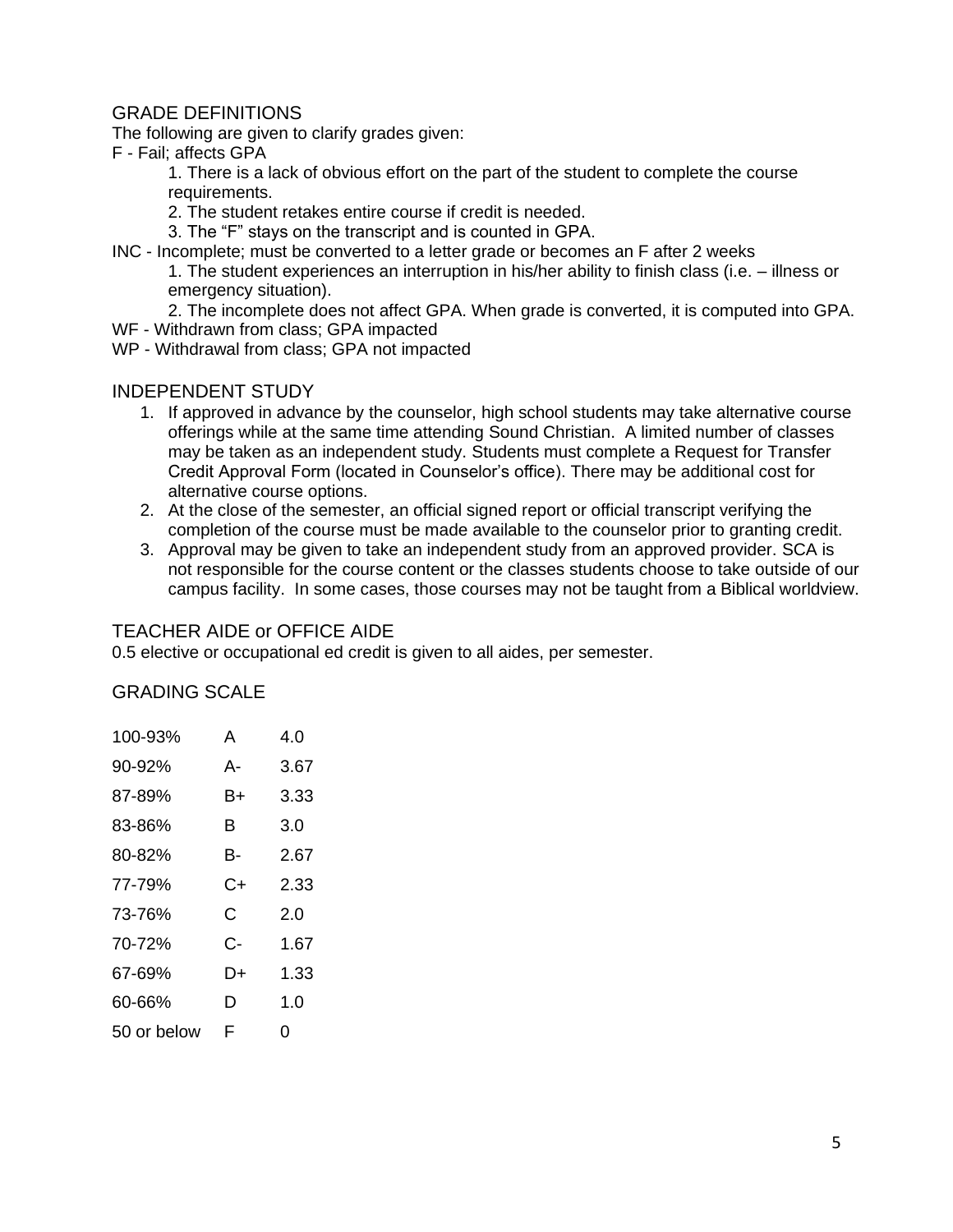## GRADE DEFINITIONS

The following are given to clarify grades given:

F - Fail; affects GPA

1. There is a lack of obvious effort on the part of the student to complete the course requirements.
2. The student retakes entire course if credit is needed.
3. The "F" stays on the transcript and is counted in GPA.

INC - Incomplete; must be converted to a letter grade or becomes an F after 2 weeks

1. The student experiences an interruption in his/her ability to finish class (i.e. – illness or emergency situation).
2. The incomplete does not affect GPA. When grade is converted, it is computed into GPA.

WF - Withdrawn from class; GPA impacted

WP - Withdrawal from class; GPA not impacted

## INDEPENDENT STUDY

1. If approved in advance by the counselor, high school students may take alternative course offerings while at the same time attending Sound Christian. A limited number of classes may be taken as an independent study. Students must complete a Request for Transfer Credit Approval Form (located in Counselor's office). There may be additional cost for alternative course options.
2. At the close of the semester, an official signed report or official transcript verifying the completion of the course must be made available to the counselor prior to granting credit.
3. Approval may be given to take an independent study from an approved provider. SCA is not responsible for the course content or the classes students choose to take outside of our campus facility. In some cases, those courses may not be taught from a Biblical worldview.

## TEACHER AIDE or OFFICE AIDE

0.5 elective or occupational ed credit is given to all aides, per semester.

## GRADING SCALE

| | | |
|---|---|---|
| 100-93% | A | 4.0 |
| 90-92% | A- | 3.67 |
| 87-89% | B+ | 3.33 |
| 83-86% | B | 3.0 |
| 80-82% | B- | 2.67 |
| 77-79% | C+ | 2.33 |
| 73-76% | C | 2.0 |
| 70-72% | C- | 1.67 |
| 67-69% | D+ | 1.33 |
| 60-66% | D | 1.0 |
| 50 or below | F | 0 |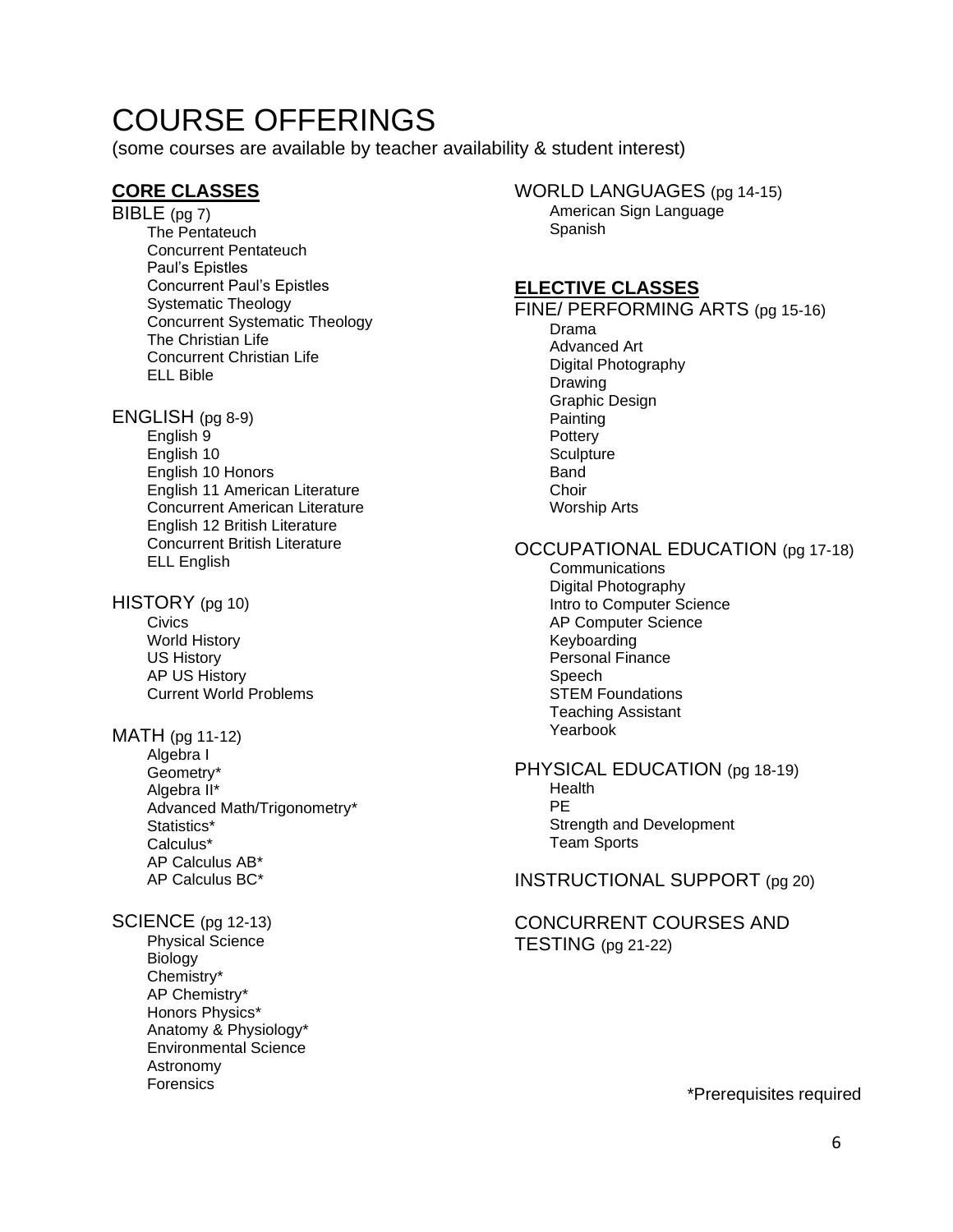# COURSE OFFERINGS

(some courses are available by teacher availability & student interest)

## CORE CLASSES

### BIBLE (pg 7)

- The Pentateuch
- Concurrent Pentateuch
- Paul's Epistles
- Concurrent Paul's Epistles
- Systematic Theology
- Concurrent Systematic Theology
- The Christian Life
- Concurrent Christian Life
- ELL Bible

### ENGLISH (pg 8-9)

- English 9
- English 10
- English 10 Honors
- English 11 American Literature
- Concurrent American Literature
- English 12 British Literature
- Concurrent British Literature
- ELL English

### HISTORY (pg 10)

- Civics
- World History
- US History
- AP US History
- Current World Problems

### MATH (pg 11-12)

- Algebra I
- Geometry*
- Algebra II*
- Advanced Math/Trigonometry*
- Statistics*
- Calculus*
- AP Calculus AB*
- AP Calculus BC*

### SCIENCE (pg 12-13)

- Physical Science
- Biology
- Chemistry*
- AP Chemistry*
- Honors Physics*
- Anatomy & Physiology*
- Environmental Science
- Astronomy
- Forensics

### WORLD LANGUAGES (pg 14-15)

- American Sign Language
- Spanish

## ELECTIVE CLASSES

### FINE/ PERFORMING ARTS (pg 15-16)

- Drama
- Advanced Art
- Digital Photography
- Drawing
- Graphic Design
- Painting
- Pottery
- Sculpture
- Band
- Choir
- Worship Arts

### OCCUPATIONAL EDUCATION (pg 17-18)

- Communications
- Digital Photography
- Intro to Computer Science
- AP Computer Science
- Keyboarding
- Personal Finance
- Speech
- STEM Foundations
- Teaching Assistant
- Yearbook

### PHYSICAL EDUCATION (pg 18-19)

- Health
- PE
- Strength and Development
- Team Sports

### INSTRUCTIONAL SUPPORT (pg 20)

### CONCURRENT COURSES AND TESTING (pg 21-22)

*Prerequisites required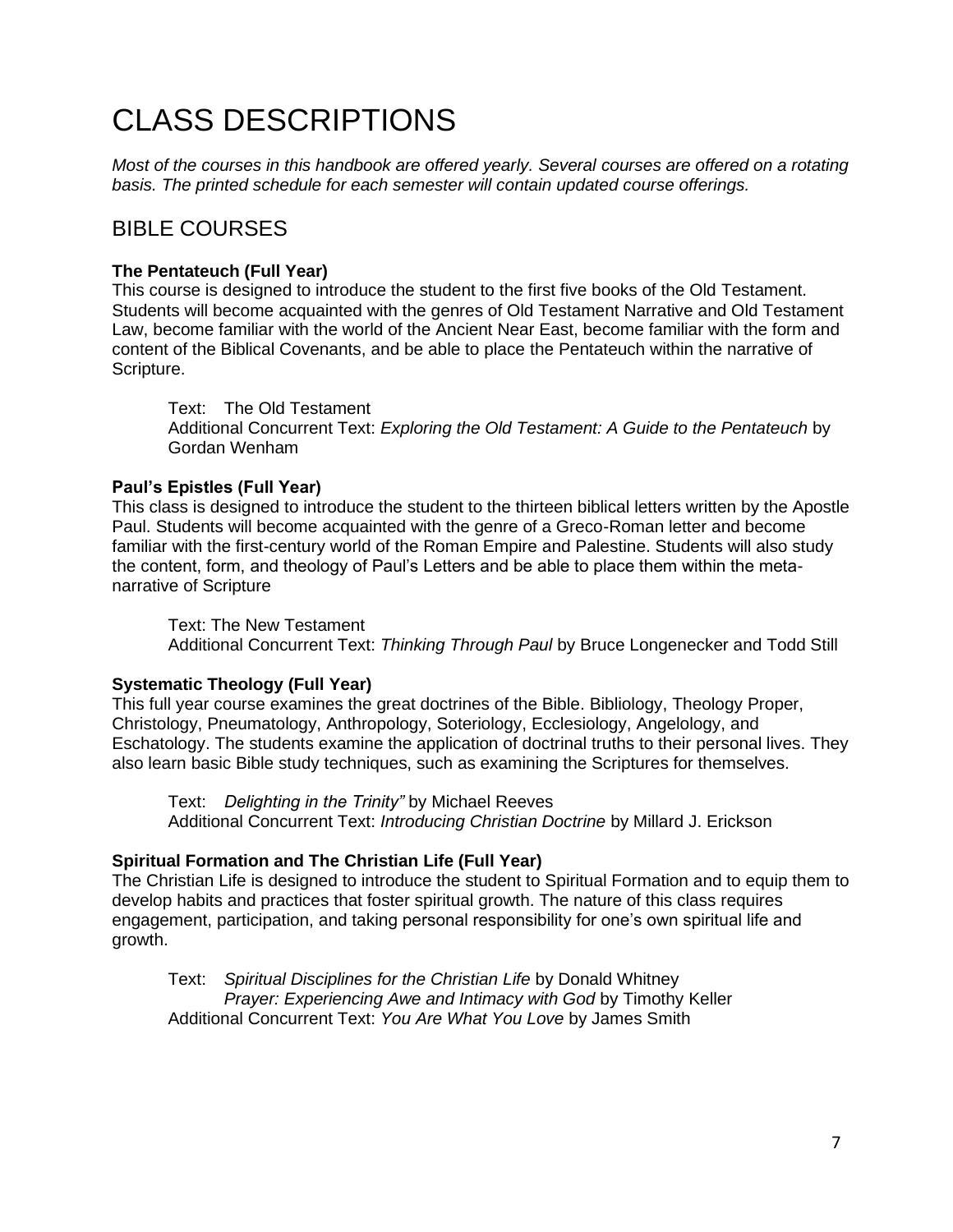# CLASS DESCRIPTIONS

*Most of the courses in this handbook are offered yearly. Several courses are offered on a rotating basis. The printed schedule for each semester will contain updated course offerings.*

## BIBLE COURSES

**The Pentateuch (Full Year)**
This course is designed to introduce the student to the first five books of the Old Testament. Students will become acquainted with the genres of Old Testament Narrative and Old Testament Law, become familiar with the world of the Ancient Near East, become familiar with the form and content of the Biblical Covenants, and be able to place the Pentateuch within the narrative of Scripture.

> Text: The Old Testament
> Additional Concurrent Text: *Exploring the Old Testament: A Guide to the Pentateuch* by Gordan Wenham

**Paul's Epistles (Full Year)**
This class is designed to introduce the student to the thirteen biblical letters written by the Apostle Paul. Students will become acquainted with the genre of a Greco-Roman letter and become familiar with the first-century world of the Roman Empire and Palestine. Students will also study the content, form, and theology of Paul's Letters and be able to place them within the meta-narrative of Scripture

> Text: The New Testament
> Additional Concurrent Text: *Thinking Through Paul* by Bruce Longenecker and Todd Still

**Systematic Theology (Full Year)**
This full year course examines the great doctrines of the Bible. Bibliology, Theology Proper, Christology, Pneumatology, Anthropology, Soteriology, Ecclesiology, Angelology, and Eschatology. The students examine the application of doctrinal truths to their personal lives. They also learn basic Bible study techniques, such as examining the Scriptures for themselves.

> Text: *Delighting in the Trinity"* by Michael Reeves
> Additional Concurrent Text: *Introducing Christian Doctrine* by Millard J. Erickson

**Spiritual Formation and The Christian Life (Full Year)**
The Christian Life is designed to introduce the student to Spiritual Formation and to equip them to develop habits and practices that foster spiritual growth. The nature of this class requires engagement, participation, and taking personal responsibility for one's own spiritual life and growth.

> Text: *Spiritual Disciplines for the Christian Life* by Donald Whitney
> *Prayer: Experiencing Awe and Intimacy with God* by Timothy Keller
> Additional Concurrent Text: *You Are What You Love* by James Smith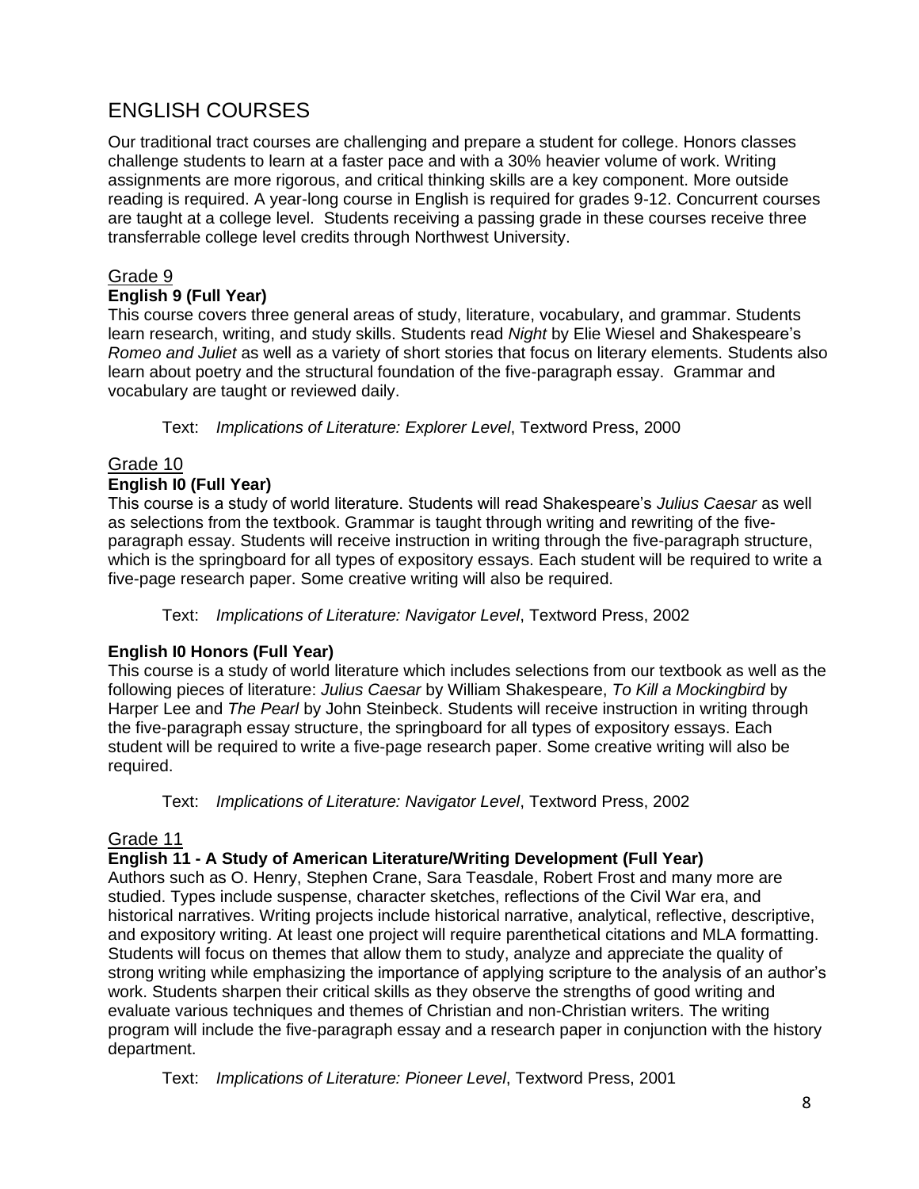# ENGLISH COURSES

Our traditional tract courses are challenging and prepare a student for college. Honors classes challenge students to learn at a faster pace and with a 30% heavier volume of work. Writing assignments are more rigorous, and critical thinking skills are a key component. More outside reading is required. A year-long course in English is required for grades 9-12. Concurrent courses are taught at a college level. Students receiving a passing grade in these courses receive three transferrable college level credits through Northwest University.

## Grade 9

### English 9 (Full Year)

This course covers three general areas of study, literature, vocabulary, and grammar. Students learn research, writing, and study skills. Students read *Night* by Elie Wiesel and Shakespeare's *Romeo and Juliet* as well as a variety of short stories that focus on literary elements. Students also learn about poetry and the structural foundation of the five-paragraph essay. Grammar and vocabulary are taught or reviewed daily.

Text: *Implications of Literature: Explorer Level*, Textword Press, 2000

## Grade 10

### English I0 (Full Year)

This course is a study of world literature. Students will read Shakespeare's *Julius Caesar* as well as selections from the textbook. Grammar is taught through writing and rewriting of the five-paragraph essay. Students will receive instruction in writing through the five-paragraph structure, which is the springboard for all types of expository essays. Each student will be required to write a five-page research paper. Some creative writing will also be required.

Text: *Implications of Literature: Navigator Level*, Textword Press, 2002

### English I0 Honors (Full Year)

This course is a study of world literature which includes selections from our textbook as well as the following pieces of literature: *Julius Caesar* by William Shakespeare, *To Kill a Mockingbird* by Harper Lee and *The Pearl* by John Steinbeck. Students will receive instruction in writing through the five-paragraph essay structure, the springboard for all types of expository essays. Each student will be required to write a five-page research paper. Some creative writing will also be required.

Text: *Implications of Literature: Navigator Level*, Textword Press, 2002

## Grade 11

### English 11 - A Study of American Literature/Writing Development (Full Year)

Authors such as O. Henry, Stephen Crane, Sara Teasdale, Robert Frost and many more are studied. Types include suspense, character sketches, reflections of the Civil War era, and historical narratives. Writing projects include historical narrative, analytical, reflective, descriptive, and expository writing. At least one project will require parenthetical citations and MLA formatting. Students will focus on themes that allow them to study, analyze and appreciate the quality of strong writing while emphasizing the importance of applying scripture to the analysis of an author's work. Students sharpen their critical skills as they observe the strengths of good writing and evaluate various techniques and themes of Christian and non-Christian writers. The writing program will include the five-paragraph essay and a research paper in conjunction with the history department.

Text: *Implications of Literature: Pioneer Level*, Textword Press, 2001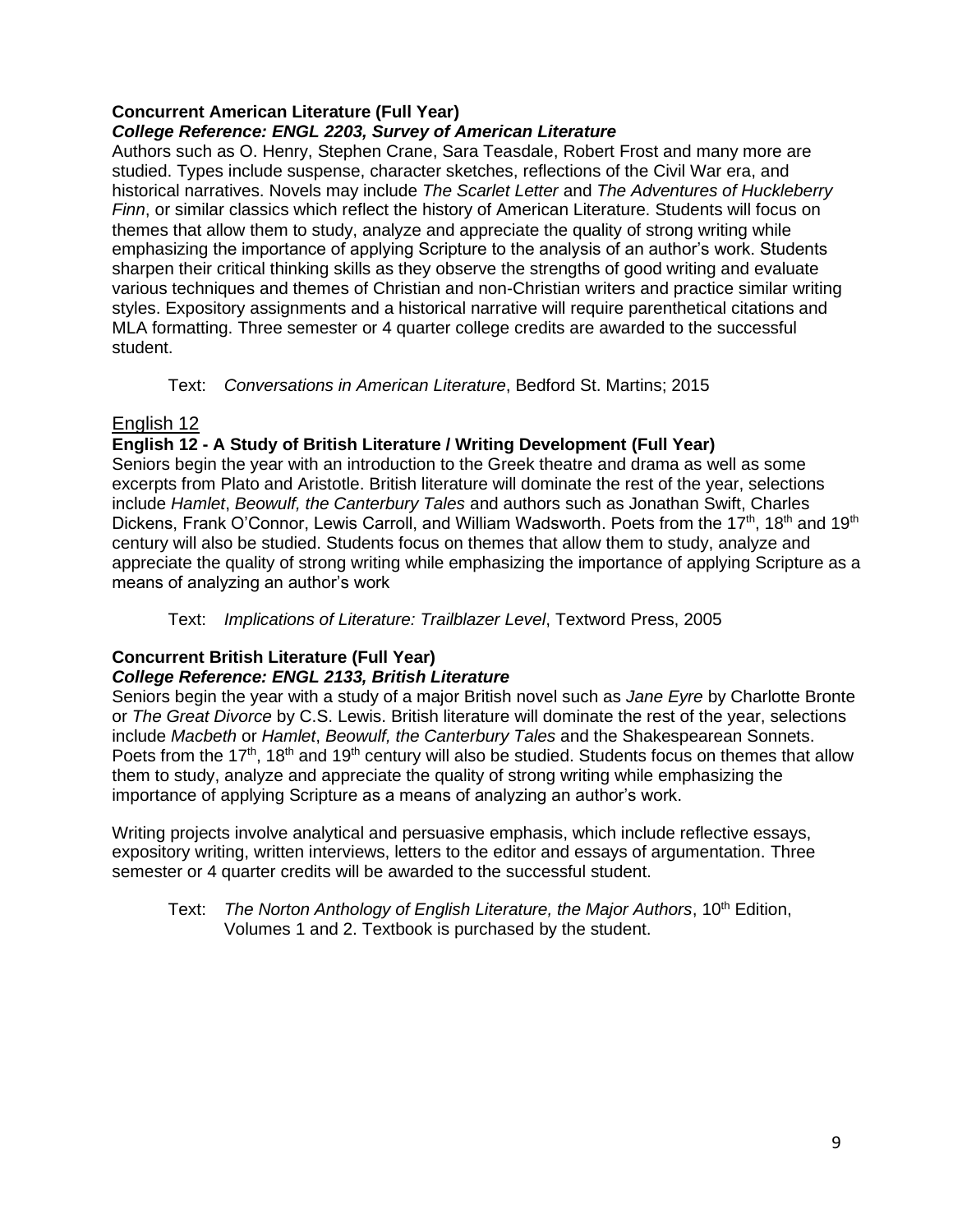**Concurrent American Literature (Full Year)**
***College Reference: ENGL 2203, Survey of American Literature***

Authors such as O. Henry, Stephen Crane, Sara Teasdale, Robert Frost and many more are studied. Types include suspense, character sketches, reflections of the Civil War era, and historical narratives. Novels may include *The Scarlet Letter* and *The Adventures of Huckleberry Finn*, or similar classics which reflect the history of American Literature. Students will focus on themes that allow them to study, analyze and appreciate the quality of strong writing while emphasizing the importance of applying Scripture to the analysis of an author's work. Students sharpen their critical thinking skills as they observe the strengths of good writing and evaluate various techniques and themes of Christian and non-Christian writers and practice similar writing styles. Expository assignments and a historical narrative will require parenthetical citations and MLA formatting. Three semester or 4 quarter college credits are awarded to the successful student.

Text: *Conversations in American Literature*, Bedford St. Martins; 2015

## English 12

**English 12 - A Study of British Literature / Writing Development (Full Year)**

Seniors begin the year with an introduction to the Greek theatre and drama as well as some excerpts from Plato and Aristotle. British literature will dominate the rest of the year, selections include *Hamlet*, *Beowulf, the Canterbury Tales* and authors such as Jonathan Swift, Charles Dickens, Frank O'Connor, Lewis Carroll, and William Wadsworth. Poets from the 17th, 18th and 19th century will also be studied. Students focus on themes that allow them to study, analyze and appreciate the quality of strong writing while emphasizing the importance of applying Scripture as a means of analyzing an author's work

Text: *Implications of Literature: Trailblazer Level*, Textword Press, 2005

**Concurrent British Literature (Full Year)**
***College Reference: ENGL 2133, British Literature***

Seniors begin the year with a study of a major British novel such as *Jane Eyre* by Charlotte Bronte or *The Great Divorce* by C.S. Lewis. British literature will dominate the rest of the year, selections include *Macbeth* or *Hamlet*, *Beowulf, the Canterbury Tales* and the Shakespearean Sonnets. Poets from the 17th, 18th and 19th century will also be studied. Students focus on themes that allow them to study, analyze and appreciate the quality of strong writing while emphasizing the importance of applying Scripture as a means of analyzing an author's work.

Writing projects involve analytical and persuasive emphasis, which include reflective essays, expository writing, written interviews, letters to the editor and essays of argumentation. Three semester or 4 quarter credits will be awarded to the successful student.

Text: *The Norton Anthology of English Literature, the Major Authors*, 10th Edition, Volumes 1 and 2. Textbook is purchased by the student.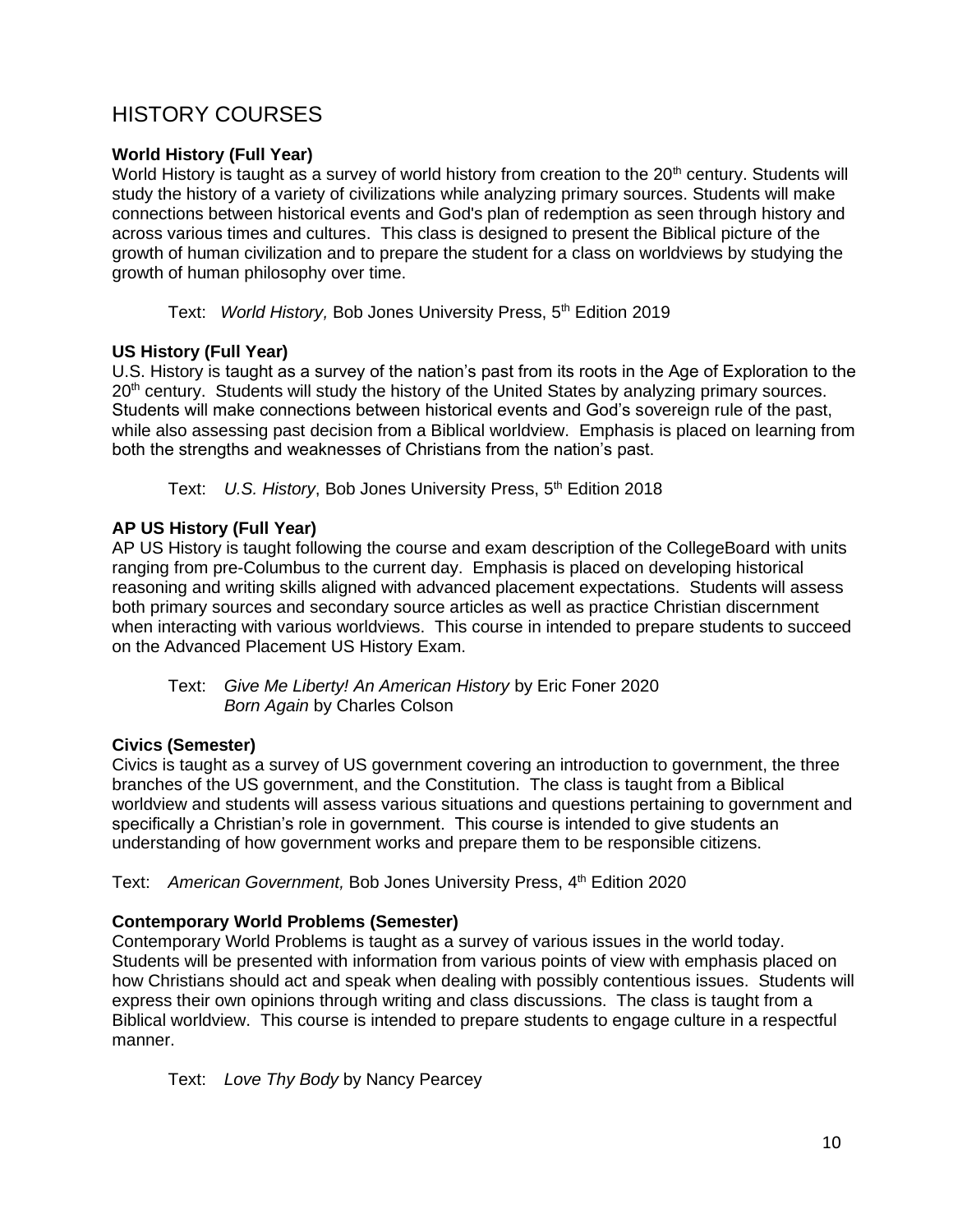## HISTORY COURSES

**World History (Full Year)**

World History is taught as a survey of world history from creation to the 20th century. Students will study the history of a variety of civilizations while analyzing primary sources. Students will make connections between historical events and God's plan of redemption as seen through history and across various times and cultures. This class is designed to present the Biblical picture of the growth of human civilization and to prepare the student for a class on worldviews by studying the growth of human philosophy over time.

Text: *World History,* Bob Jones University Press, 5th Edition 2019

**US History (Full Year)**

U.S. History is taught as a survey of the nation's past from its roots in the Age of Exploration to the 20th century. Students will study the history of the United States by analyzing primary sources. Students will make connections between historical events and God's sovereign rule of the past, while also assessing past decision from a Biblical worldview. Emphasis is placed on learning from both the strengths and weaknesses of Christians from the nation's past.

Text: *U.S. History*, Bob Jones University Press, 5th Edition 2018

**AP US History (Full Year)**

AP US History is taught following the course and exam description of the CollegeBoard with units ranging from pre-Columbus to the current day. Emphasis is placed on developing historical reasoning and writing skills aligned with advanced placement expectations. Students will assess both primary sources and secondary source articles as well as practice Christian discernment when interacting with various worldviews. This course in intended to prepare students to succeed on the Advanced Placement US History Exam.

Text: *Give Me Liberty! An American History* by Eric Foner 2020
*Born Again* by Charles Colson

**Civics (Semester)**

Civics is taught as a survey of US government covering an introduction to government, the three branches of the US government, and the Constitution. The class is taught from a Biblical worldview and students will assess various situations and questions pertaining to government and specifically a Christian's role in government. This course is intended to give students an understanding of how government works and prepare them to be responsible citizens.

Text: *American Government,* Bob Jones University Press, 4th Edition 2020

**Contemporary World Problems (Semester)**

Contemporary World Problems is taught as a survey of various issues in the world today. Students will be presented with information from various points of view with emphasis placed on how Christians should act and speak when dealing with possibly contentious issues. Students will express their own opinions through writing and class discussions. The class is taught from a Biblical worldview. This course is intended to prepare students to engage culture in a respectful manner.

Text: *Love Thy Body* by Nancy Pearcey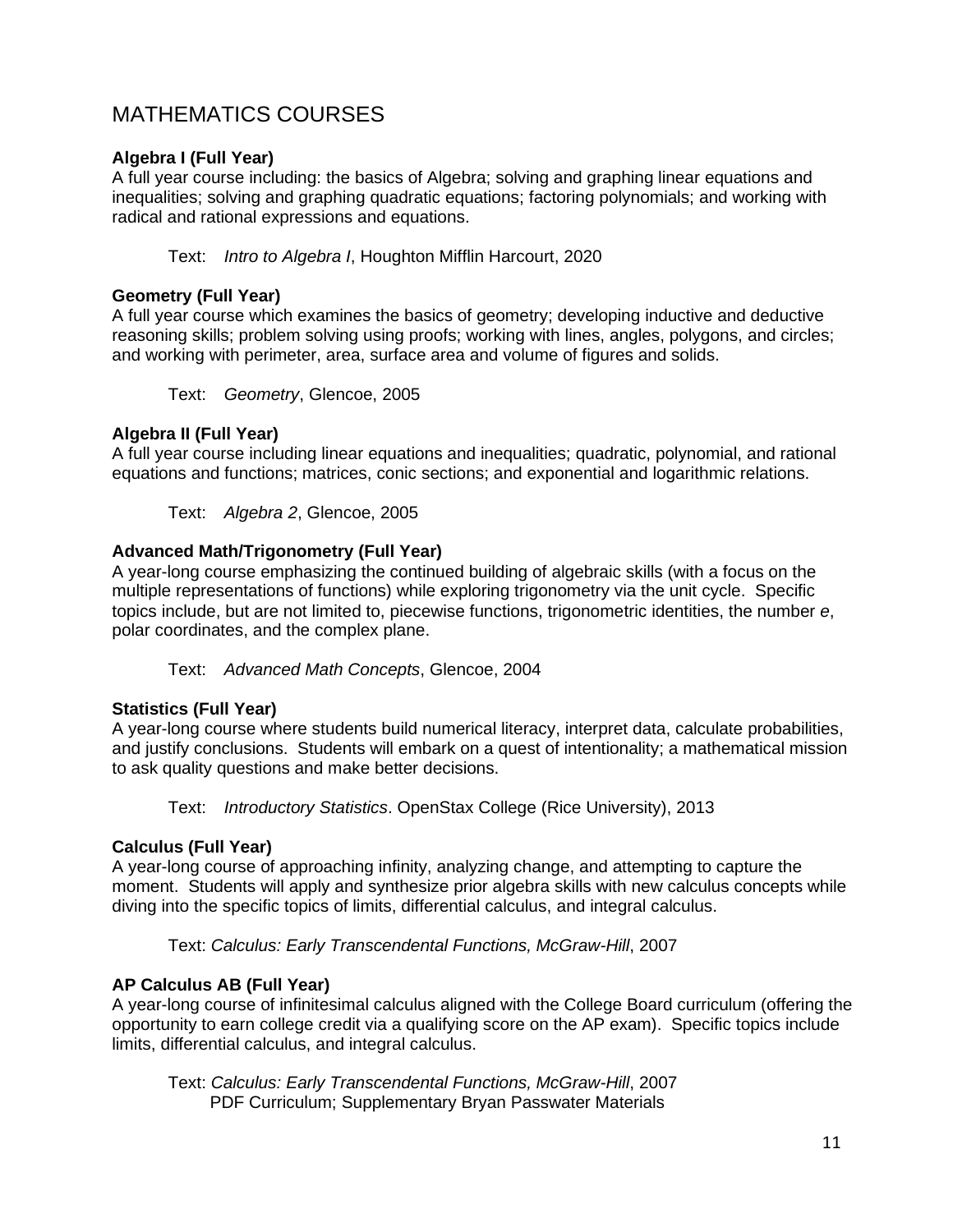# MATHEMATICS COURSES

**Algebra I (Full Year)**
A full year course including: the basics of Algebra; solving and graphing linear equations and inequalities; solving and graphing quadratic equations; factoring polynomials; and working with radical and rational expressions and equations.

Text: *Intro to Algebra I*, Houghton Mifflin Harcourt, 2020

**Geometry (Full Year)**
A full year course which examines the basics of geometry; developing inductive and deductive reasoning skills; problem solving using proofs; working with lines, angles, polygons, and circles; and working with perimeter, area, surface area and volume of figures and solids.

Text: *Geometry*, Glencoe, 2005

**Algebra II (Full Year)**
A full year course including linear equations and inequalities; quadratic, polynomial, and rational equations and functions; matrices, conic sections; and exponential and logarithmic relations.

Text: *Algebra 2*, Glencoe, 2005

**Advanced Math/Trigonometry (Full Year)**
A year-long course emphasizing the continued building of algebraic skills (with a focus on the multiple representations of functions) while exploring trigonometry via the unit cycle. Specific topics include, but are not limited to, piecewise functions, trigonometric identities, the number *e*, polar coordinates, and the complex plane.

Text: *Advanced Math Concepts*, Glencoe, 2004

**Statistics (Full Year)**
A year-long course where students build numerical literacy, interpret data, calculate probabilities, and justify conclusions. Students will embark on a quest of intentionality; a mathematical mission to ask quality questions and make better decisions.

Text: *Introductory Statistics*. OpenStax College (Rice University), 2013

**Calculus (Full Year)**
A year-long course of approaching infinity, analyzing change, and attempting to capture the moment. Students will apply and synthesize prior algebra skills with new calculus concepts while diving into the specific topics of limits, differential calculus, and integral calculus.

Text: *Calculus: Early Transcendental Functions, McGraw-Hill*, 2007

**AP Calculus AB (Full Year)**
A year-long course of infinitesimal calculus aligned with the College Board curriculum (offering the opportunity to earn college credit via a qualifying score on the AP exam). Specific topics include limits, differential calculus, and integral calculus.

Text: *Calculus: Early Transcendental Functions, McGraw-Hill*, 2007
PDF Curriculum; Supplementary Bryan Passwater Materials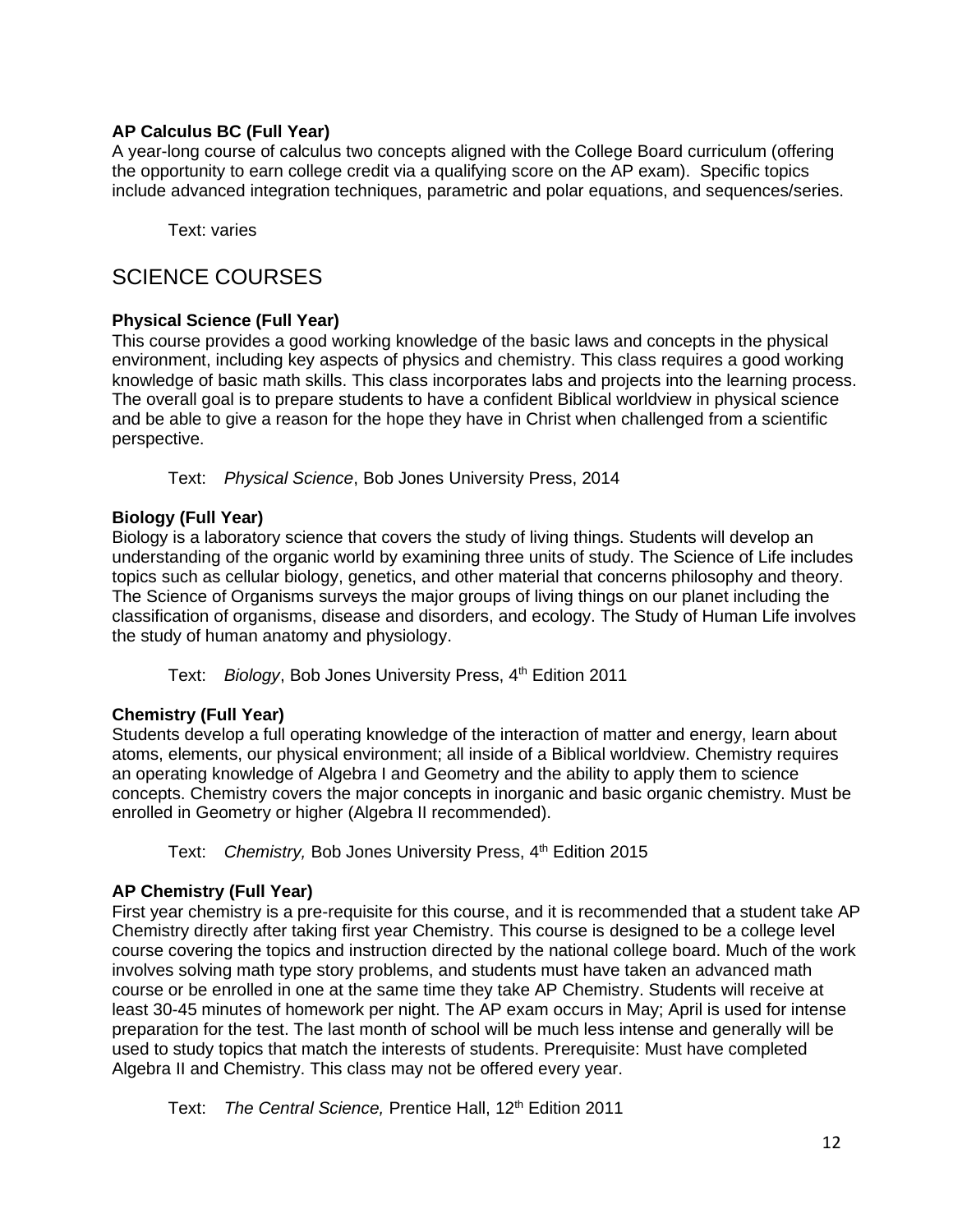**AP Calculus BC (Full Year)**
A year-long course of calculus two concepts aligned with the College Board curriculum (offering the opportunity to earn college credit via a qualifying score on the AP exam). Specific topics include advanced integration techniques, parametric and polar equations, and sequences/series.

Text: varies

## SCIENCE COURSES

**Physical Science (Full Year)**
This course provides a good working knowledge of the basic laws and concepts in the physical environment, including key aspects of physics and chemistry. This class requires a good working knowledge of basic math skills. This class incorporates labs and projects into the learning process. The overall goal is to prepare students to have a confident Biblical worldview in physical science and be able to give a reason for the hope they have in Christ when challenged from a scientific perspective.

Text: *Physical Science*, Bob Jones University Press, 2014

**Biology (Full Year)**
Biology is a laboratory science that covers the study of living things. Students will develop an understanding of the organic world by examining three units of study. The Science of Life includes topics such as cellular biology, genetics, and other material that concerns philosophy and theory. The Science of Organisms surveys the major groups of living things on our planet including the classification of organisms, disease and disorders, and ecology. The Study of Human Life involves the study of human anatomy and physiology.

Text: *Biology*, Bob Jones University Press, 4th Edition 2011

**Chemistry (Full Year)**
Students develop a full operating knowledge of the interaction of matter and energy, learn about atoms, elements, our physical environment; all inside of a Biblical worldview. Chemistry requires an operating knowledge of Algebra I and Geometry and the ability to apply them to science concepts. Chemistry covers the major concepts in inorganic and basic organic chemistry. Must be enrolled in Geometry or higher (Algebra II recommended).

Text: *Chemistry,* Bob Jones University Press, 4th Edition 2015

**AP Chemistry (Full Year)**
First year chemistry is a pre-requisite for this course, and it is recommended that a student take AP Chemistry directly after taking first year Chemistry. This course is designed to be a college level course covering the topics and instruction directed by the national college board. Much of the work involves solving math type story problems, and students must have taken an advanced math course or be enrolled in one at the same time they take AP Chemistry. Students will receive at least 30-45 minutes of homework per night. The AP exam occurs in May; April is used for intense preparation for the test. The last month of school will be much less intense and generally will be used to study topics that match the interests of students. Prerequisite: Must have completed Algebra II and Chemistry. This class may not be offered every year.

Text: *The Central Science,* Prentice Hall, 12th Edition 2011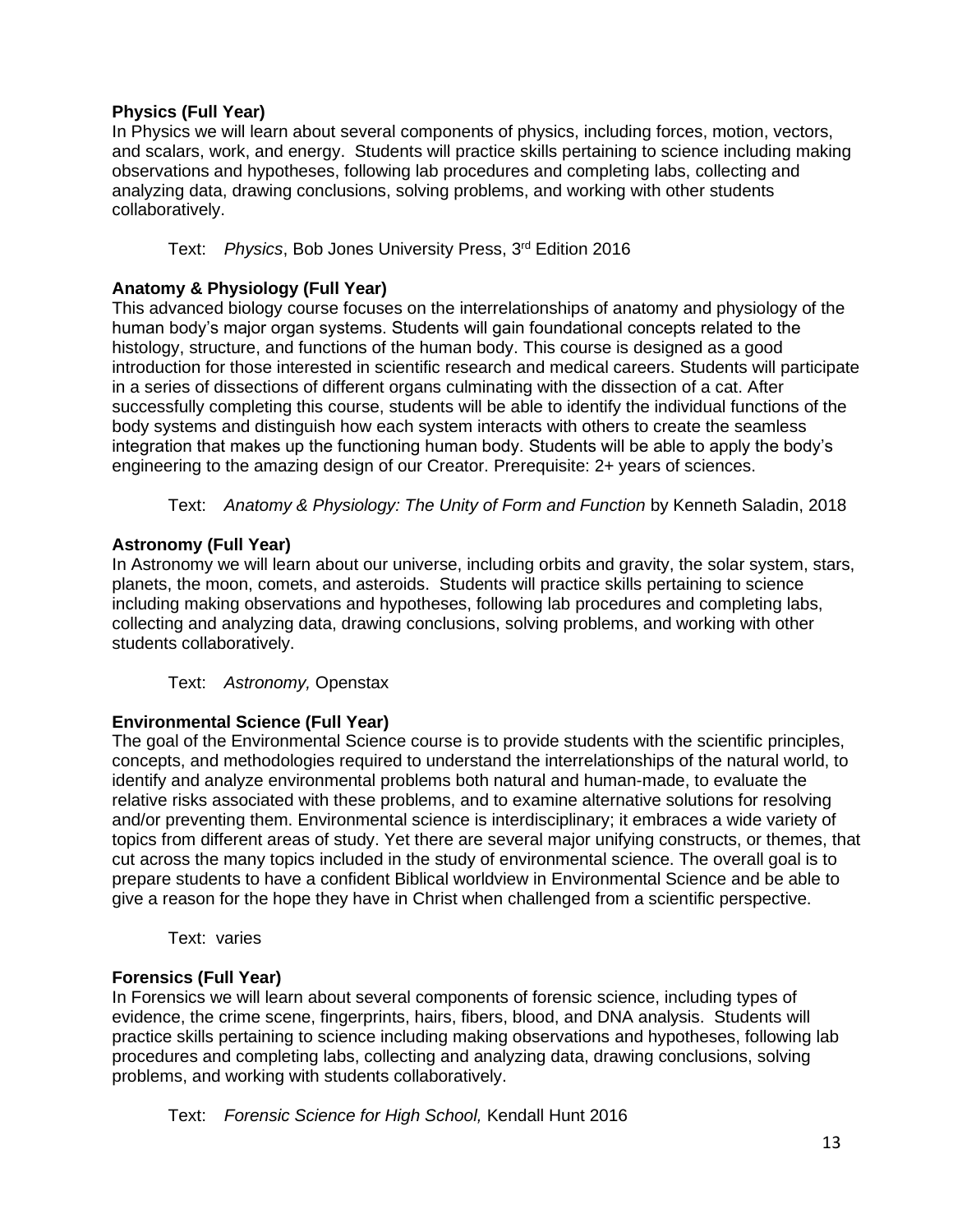**Physics (Full Year)**
In Physics we will learn about several components of physics, including forces, motion, vectors, and scalars, work, and energy. Students will practice skills pertaining to science including making observations and hypotheses, following lab procedures and completing labs, collecting and analyzing data, drawing conclusions, solving problems, and working with other students collaboratively.

Text: *Physics*, Bob Jones University Press, 3rd Edition 2016

**Anatomy & Physiology (Full Year)**
This advanced biology course focuses on the interrelationships of anatomy and physiology of the human body's major organ systems. Students will gain foundational concepts related to the histology, structure, and functions of the human body. This course is designed as a good introduction for those interested in scientific research and medical careers. Students will participate in a series of dissections of different organs culminating with the dissection of a cat. After successfully completing this course, students will be able to identify the individual functions of the body systems and distinguish how each system interacts with others to create the seamless integration that makes up the functioning human body. Students will be able to apply the body's engineering to the amazing design of our Creator. Prerequisite: 2+ years of sciences.

Text: *Anatomy & Physiology: The Unity of Form and Function* by Kenneth Saladin, 2018

**Astronomy (Full Year)**
In Astronomy we will learn about our universe, including orbits and gravity, the solar system, stars, planets, the moon, comets, and asteroids. Students will practice skills pertaining to science including making observations and hypotheses, following lab procedures and completing labs, collecting and analyzing data, drawing conclusions, solving problems, and working with other students collaboratively.

Text: *Astronomy,* Openstax

**Environmental Science (Full Year)**
The goal of the Environmental Science course is to provide students with the scientific principles, concepts, and methodologies required to understand the interrelationships of the natural world, to identify and analyze environmental problems both natural and human-made, to evaluate the relative risks associated with these problems, and to examine alternative solutions for resolving and/or preventing them. Environmental science is interdisciplinary; it embraces a wide variety of topics from different areas of study. Yet there are several major unifying constructs, or themes, that cut across the many topics included in the study of environmental science. The overall goal is to prepare students to have a confident Biblical worldview in Environmental Science and be able to give a reason for the hope they have in Christ when challenged from a scientific perspective.

Text: varies

**Forensics (Full Year)**
In Forensics we will learn about several components of forensic science, including types of evidence, the crime scene, fingerprints, hairs, fibers, blood, and DNA analysis. Students will practice skills pertaining to science including making observations and hypotheses, following lab procedures and completing labs, collecting and analyzing data, drawing conclusions, solving problems, and working with students collaboratively.

Text: *Forensic Science for High School,* Kendall Hunt 2016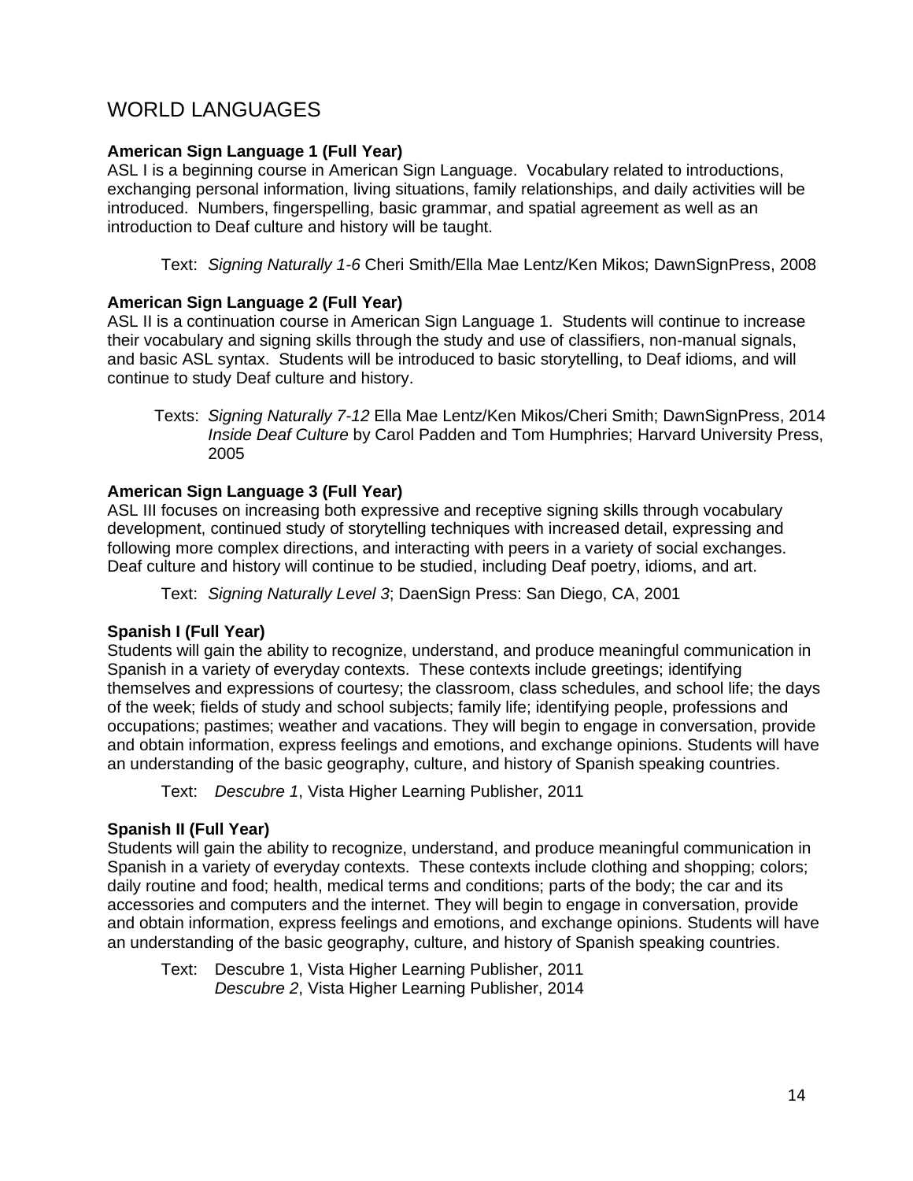# WORLD LANGUAGES

**American Sign Language 1 (Full Year)**
ASL I is a beginning course in American Sign Language. Vocabulary related to introductions, exchanging personal information, living situations, family relationships, and daily activities will be introduced. Numbers, fingerspelling, basic grammar, and spatial agreement as well as an introduction to Deaf culture and history will be taught.

Text: *Signing Naturally 1-6* Cheri Smith/Ella Mae Lentz/Ken Mikos; DawnSignPress, 2008

**American Sign Language 2 (Full Year)**
ASL II is a continuation course in American Sign Language 1. Students will continue to increase their vocabulary and signing skills through the study and use of classifiers, non-manual signals, and basic ASL syntax. Students will be introduced to basic storytelling, to Deaf idioms, and will continue to study Deaf culture and history.

Texts: *Signing Naturally 7-12* Ella Mae Lentz/Ken Mikos/Cheri Smith; DawnSignPress, 2014
*Inside Deaf Culture* by Carol Padden and Tom Humphries; Harvard University Press, 2005

**American Sign Language 3 (Full Year)**
ASL III focuses on increasing both expressive and receptive signing skills through vocabulary development, continued study of storytelling techniques with increased detail, expressing and following more complex directions, and interacting with peers in a variety of social exchanges. Deaf culture and history will continue to be studied, including Deaf poetry, idioms, and art.

Text: *Signing Naturally Level 3*; DaenSign Press: San Diego, CA, 2001

**Spanish I (Full Year)**
Students will gain the ability to recognize, understand, and produce meaningful communication in Spanish in a variety of everyday contexts. These contexts include greetings; identifying themselves and expressions of courtesy; the classroom, class schedules, and school life; the days of the week; fields of study and school subjects; family life; identifying people, professions and occupations; pastimes; weather and vacations. They will begin to engage in conversation, provide and obtain information, express feelings and emotions, and exchange opinions. Students will have an understanding of the basic geography, culture, and history of Spanish speaking countries.

Text: *Descubre 1*, Vista Higher Learning Publisher, 2011

**Spanish II (Full Year)**
Students will gain the ability to recognize, understand, and produce meaningful communication in Spanish in a variety of everyday contexts. These contexts include clothing and shopping; colors; daily routine and food; health, medical terms and conditions; parts of the body; the car and its accessories and computers and the internet. They will begin to engage in conversation, provide and obtain information, express feelings and emotions, and exchange opinions. Students will have an understanding of the basic geography, culture, and history of Spanish speaking countries.

Text: Descubre 1, Vista Higher Learning Publisher, 2011
*Descubre 2*, Vista Higher Learning Publisher, 2014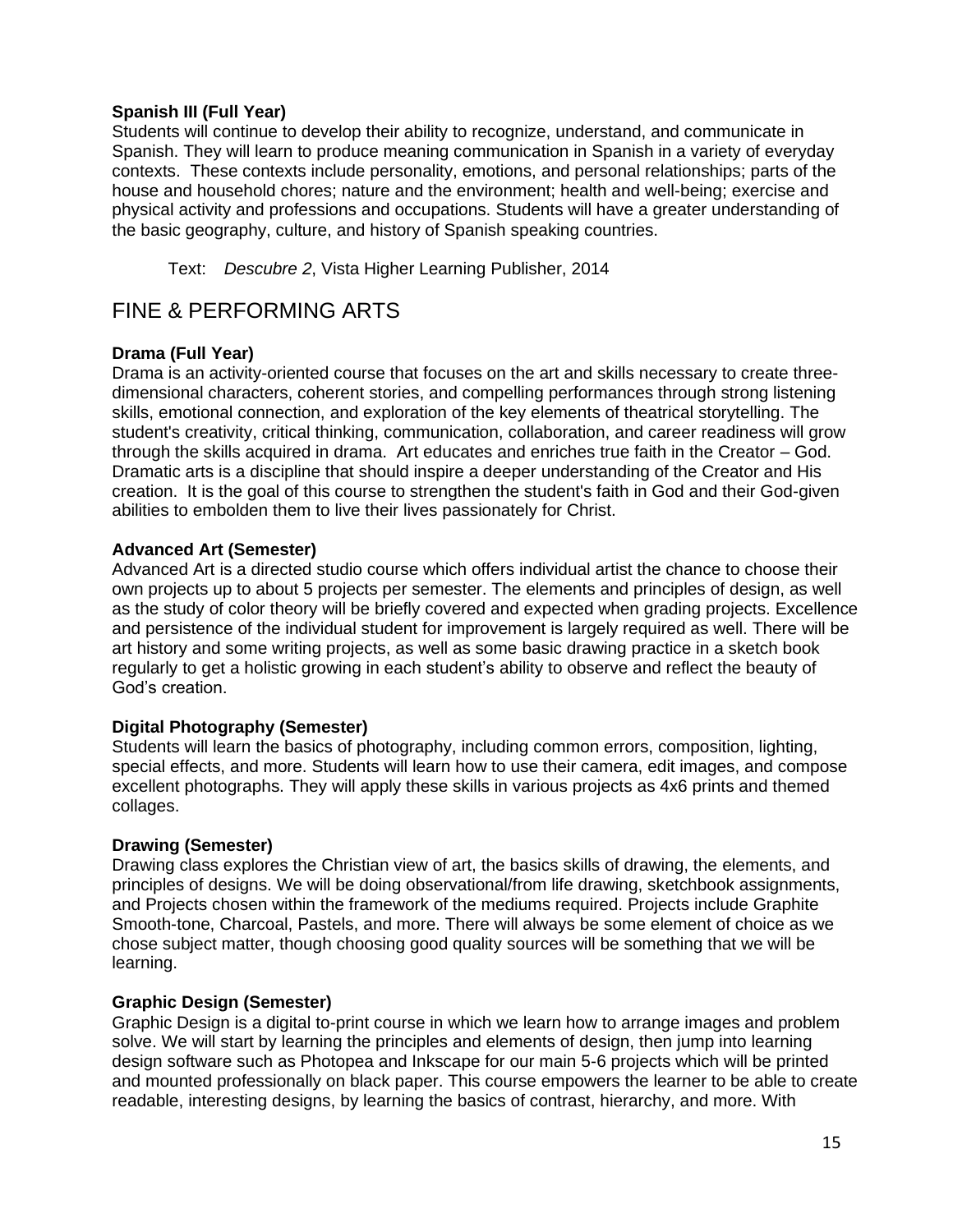**Spanish III (Full Year)**
Students will continue to develop their ability to recognize, understand, and communicate in Spanish. They will learn to produce meaning communication in Spanish in a variety of everyday contexts. These contexts include personality, emotions, and personal relationships; parts of the house and household chores; nature and the environment; health and well-being; exercise and physical activity and professions and occupations. Students will have a greater understanding of the basic geography, culture, and history of Spanish speaking countries.

Text: *Descubre 2*, Vista Higher Learning Publisher, 2014

# FINE & PERFORMING ARTS

**Drama (Full Year)**
Drama is an activity-oriented course that focuses on the art and skills necessary to create three-dimensional characters, coherent stories, and compelling performances through strong listening skills, emotional connection, and exploration of the key elements of theatrical storytelling. The student's creativity, critical thinking, communication, collaboration, and career readiness will grow through the skills acquired in drama. Art educates and enriches true faith in the Creator – God. Dramatic arts is a discipline that should inspire a deeper understanding of the Creator and His creation. It is the goal of this course to strengthen the student's faith in God and their God-given abilities to embolden them to live their lives passionately for Christ.

**Advanced Art (Semester)**
Advanced Art is a directed studio course which offers individual artist the chance to choose their own projects up to about 5 projects per semester. The elements and principles of design, as well as the study of color theory will be briefly covered and expected when grading projects. Excellence and persistence of the individual student for improvement is largely required as well. There will be art history and some writing projects, as well as some basic drawing practice in a sketch book regularly to get a holistic growing in each student's ability to observe and reflect the beauty of God's creation.

**Digital Photography (Semester)**
Students will learn the basics of photography, including common errors, composition, lighting, special effects, and more. Students will learn how to use their camera, edit images, and compose excellent photographs. They will apply these skills in various projects as 4x6 prints and themed collages.

**Drawing (Semester)**
Drawing class explores the Christian view of art, the basics skills of drawing, the elements, and principles of designs. We will be doing observational/from life drawing, sketchbook assignments, and Projects chosen within the framework of the mediums required. Projects include Graphite Smooth-tone, Charcoal, Pastels, and more. There will always be some element of choice as we chose subject matter, though choosing good quality sources will be something that we will be learning.

**Graphic Design (Semester)**
Graphic Design is a digital to-print course in which we learn how to arrange images and problem solve. We will start by learning the principles and elements of design, then jump into learning design software such as Photopea and Inkscape for our main 5-6 projects which will be printed and mounted professionally on black paper. This course empowers the learner to be able to create readable, interesting designs, by learning the basics of contrast, hierarchy, and more. With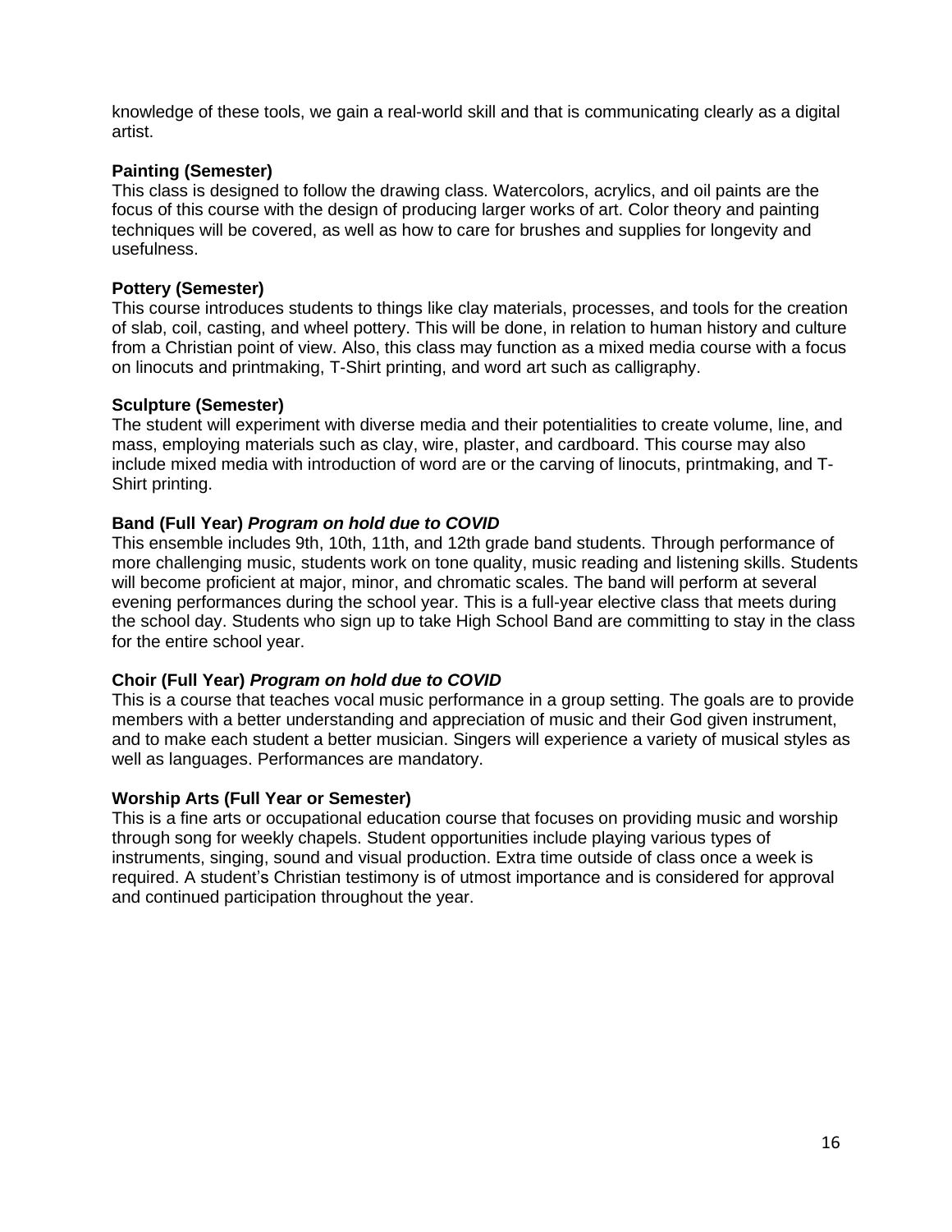knowledge of these tools, we gain a real-world skill and that is communicating clearly as a digital artist.

**Painting (Semester)**
This class is designed to follow the drawing class. Watercolors, acrylics, and oil paints are the focus of this course with the design of producing larger works of art. Color theory and painting techniques will be covered, as well as how to care for brushes and supplies for longevity and usefulness.

**Pottery (Semester)**
This course introduces students to things like clay materials, processes, and tools for the creation of slab, coil, casting, and wheel pottery. This will be done, in relation to human history and culture from a Christian point of view. Also, this class may function as a mixed media course with a focus on linocuts and printmaking, T-Shirt printing, and word art such as calligraphy.

**Sculpture (Semester)**
The student will experiment with diverse media and their potentialities to create volume, line, and mass, employing materials such as clay, wire, plaster, and cardboard. This course may also include mixed media with introduction of word are or the carving of linocuts, printmaking, and T-Shirt printing.

**Band (Full Year) *Program on hold due to COVID***
This ensemble includes 9th, 10th, 11th, and 12th grade band students. Through performance of more challenging music, students work on tone quality, music reading and listening skills. Students will become proficient at major, minor, and chromatic scales. The band will perform at several evening performances during the school year. This is a full-year elective class that meets during the school day. Students who sign up to take High School Band are committing to stay in the class for the entire school year.

**Choir (Full Year) *Program on hold due to COVID***
This is a course that teaches vocal music performance in a group setting. The goals are to provide members with a better understanding and appreciation of music and their God given instrument, and to make each student a better musician. Singers will experience a variety of musical styles as well as languages. Performances are mandatory.

**Worship Arts (Full Year or Semester)**
This is a fine arts or occupational education course that focuses on providing music and worship through song for weekly chapels. Student opportunities include playing various types of instruments, singing, sound and visual production. Extra time outside of class once a week is required. A student's Christian testimony is of utmost importance and is considered for approval and continued participation throughout the year.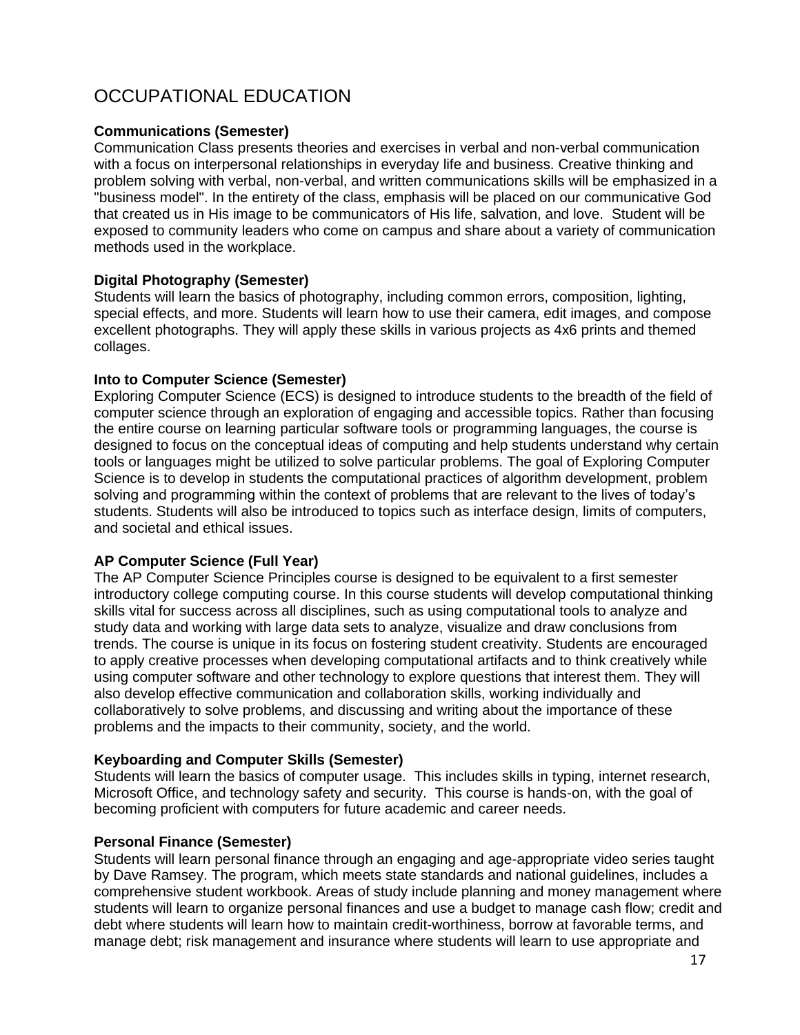# OCCUPATIONAL EDUCATION

**Communications (Semester)**
Communication Class presents theories and exercises in verbal and non-verbal communication with a focus on interpersonal relationships in everyday life and business. Creative thinking and problem solving with verbal, non-verbal, and written communications skills will be emphasized in a "business model". In the entirety of the class, emphasis will be placed on our communicative God that created us in His image to be communicators of His life, salvation, and love.  Student will be exposed to community leaders who come on campus and share about a variety of communication methods used in the workplace.

**Digital Photography (Semester)**
Students will learn the basics of photography, including common errors, composition, lighting, special effects, and more. Students will learn how to use their camera, edit images, and compose excellent photographs. They will apply these skills in various projects as 4x6 prints and themed collages.

**Into to Computer Science (Semester)**
Exploring Computer Science (ECS) is designed to introduce students to the breadth of the field of computer science through an exploration of engaging and accessible topics. Rather than focusing the entire course on learning particular software tools or programming languages, the course is designed to focus on the conceptual ideas of computing and help students understand why certain tools or languages might be utilized to solve particular problems. The goal of Exploring Computer Science is to develop in students the computational practices of algorithm development, problem solving and programming within the context of problems that are relevant to the lives of today's students. Students will also be introduced to topics such as interface design, limits of computers, and societal and ethical issues.

**AP Computer Science (Full Year)**
The AP Computer Science Principles course is designed to be equivalent to a first semester introductory college computing course. In this course students will develop computational thinking skills vital for success across all disciplines, such as using computational tools to analyze and study data and working with large data sets to analyze, visualize and draw conclusions from trends. The course is unique in its focus on fostering student creativity. Students are encouraged to apply creative processes when developing computational artifacts and to think creatively while using computer software and other technology to explore questions that interest them. They will also develop effective communication and collaboration skills, working individually and collaboratively to solve problems, and discussing and writing about the importance of these problems and the impacts to their community, society, and the world.

**Keyboarding and Computer Skills (Semester)**
Students will learn the basics of computer usage.  This includes skills in typing, internet research, Microsoft Office, and technology safety and security.  This course is hands-on, with the goal of becoming proficient with computers for future academic and career needs.

**Personal Finance (Semester)**
Students will learn personal finance through an engaging and age-appropriate video series taught by Dave Ramsey. The program, which meets state standards and national guidelines, includes a comprehensive student workbook. Areas of study include planning and money management where students will learn to organize personal finances and use a budget to manage cash flow; credit and debt where students will learn how to maintain credit-worthiness, borrow at favorable terms, and manage debt; risk management and insurance where students will learn to use appropriate and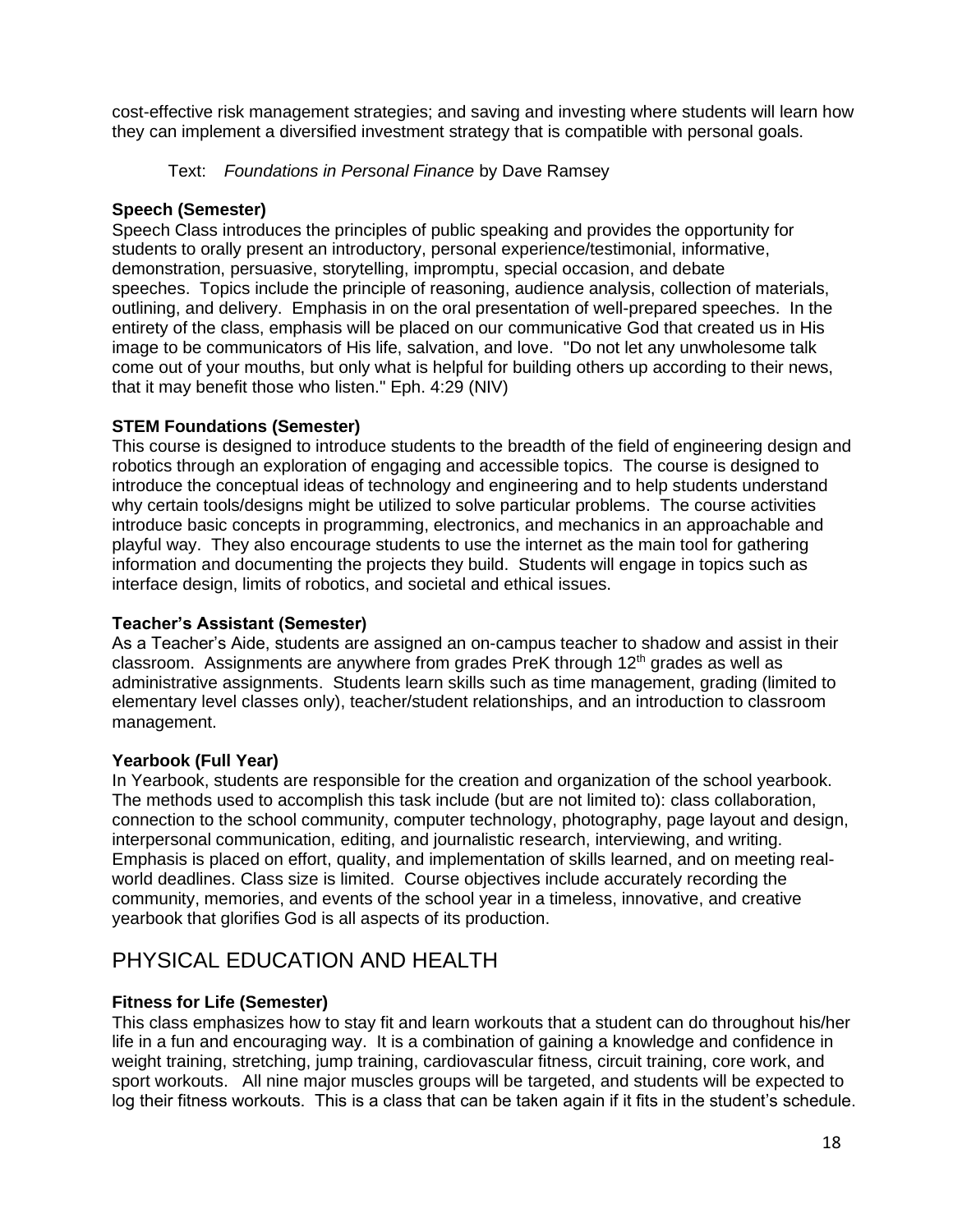cost-effective risk management strategies; and saving and investing where students will learn how they can implement a diversified investment strategy that is compatible with personal goals.

Text: *Foundations in Personal Finance* by Dave Ramsey

**Speech (Semester)**
Speech Class introduces the principles of public speaking and provides the opportunity for students to orally present an introductory, personal experience/testimonial, informative, demonstration, persuasive, storytelling, impromptu, special occasion, and debate speeches. Topics include the principle of reasoning, audience analysis, collection of materials, outlining, and delivery. Emphasis in on the oral presentation of well-prepared speeches. In the entirety of the class, emphasis will be placed on our communicative God that created us in His image to be communicators of His life, salvation, and love. "Do not let any unwholesome talk come out of your mouths, but only what is helpful for building others up according to their news, that it may benefit those who listen." Eph. 4:29 (NIV)

**STEM Foundations (Semester)**
This course is designed to introduce students to the breadth of the field of engineering design and robotics through an exploration of engaging and accessible topics. The course is designed to introduce the conceptual ideas of technology and engineering and to help students understand why certain tools/designs might be utilized to solve particular problems. The course activities introduce basic concepts in programming, electronics, and mechanics in an approachable and playful way. They also encourage students to use the internet as the main tool for gathering information and documenting the projects they build. Students will engage in topics such as interface design, limits of robotics, and societal and ethical issues.

**Teacher's Assistant (Semester)**
As a Teacher's Aide, students are assigned an on-campus teacher to shadow and assist in their classroom. Assignments are anywhere from grades PreK through 12th grades as well as administrative assignments. Students learn skills such as time management, grading (limited to elementary level classes only), teacher/student relationships, and an introduction to classroom management.

**Yearbook (Full Year)**
In Yearbook, students are responsible for the creation and organization of the school yearbook. The methods used to accomplish this task include (but are not limited to): class collaboration, connection to the school community, computer technology, photography, page layout and design, interpersonal communication, editing, and journalistic research, interviewing, and writing. Emphasis is placed on effort, quality, and implementation of skills learned, and on meeting real-world deadlines. Class size is limited. Course objectives include accurately recording the community, memories, and events of the school year in a timeless, innovative, and creative yearbook that glorifies God is all aspects of its production.

## PHYSICAL EDUCATION AND HEALTH

**Fitness for Life (Semester)**
This class emphasizes how to stay fit and learn workouts that a student can do throughout his/her life in a fun and encouraging way. It is a combination of gaining a knowledge and confidence in weight training, stretching, jump training, cardiovascular fitness, circuit training, core work, and sport workouts. All nine major muscles groups will be targeted, and students will be expected to log their fitness workouts. This is a class that can be taken again if it fits in the student's schedule.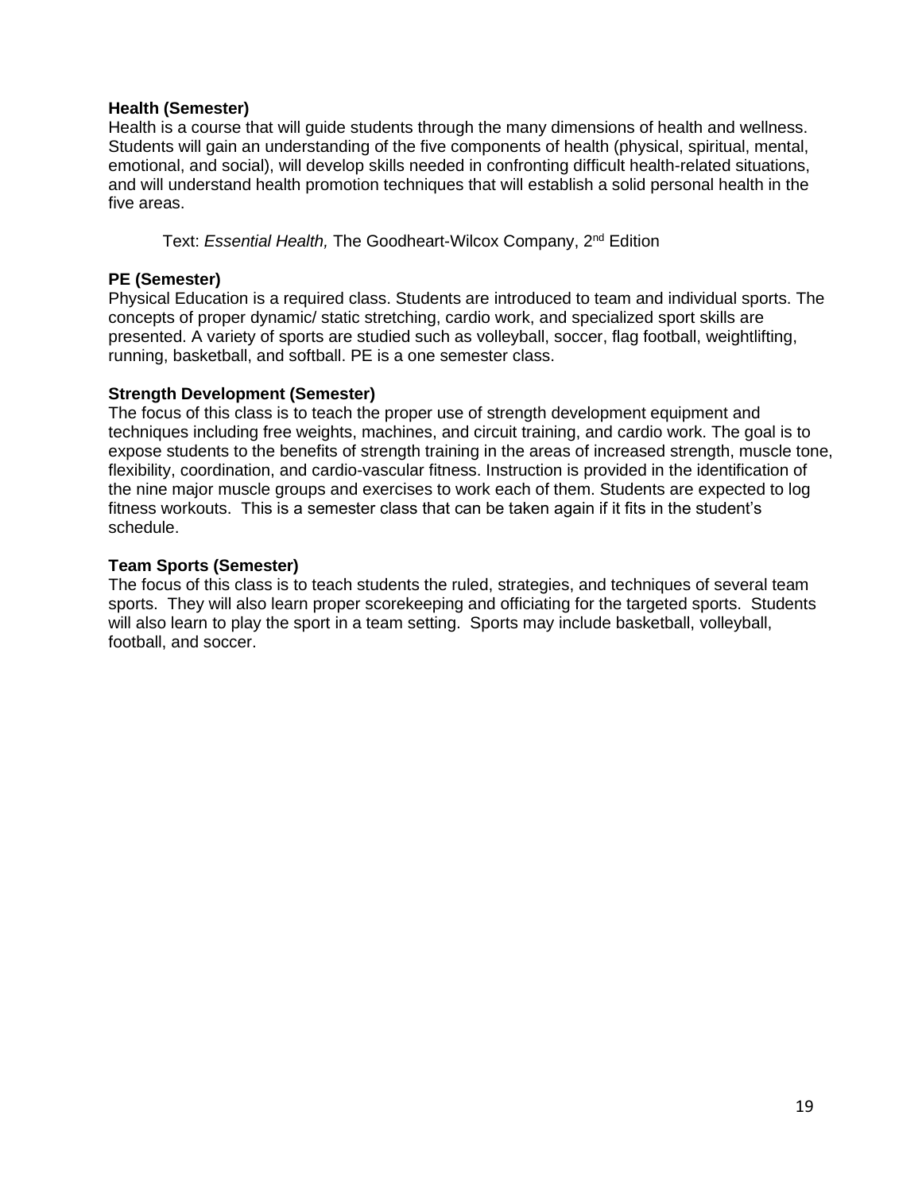**Health (Semester)**
Health is a course that will guide students through the many dimensions of health and wellness. Students will gain an understanding of the five components of health (physical, spiritual, mental, emotional, and social), will develop skills needed in confronting difficult health-related situations, and will understand health promotion techniques that will establish a solid personal health in the five areas.

Text: *Essential Health,* The Goodheart-Wilcox Company, 2nd Edition

**PE (Semester)**
Physical Education is a required class. Students are introduced to team and individual sports. The concepts of proper dynamic/ static stretching, cardio work, and specialized sport skills are presented. A variety of sports are studied such as volleyball, soccer, flag football, weightlifting, running, basketball, and softball. PE is a one semester class.

**Strength Development (Semester)**
The focus of this class is to teach the proper use of strength development equipment and techniques including free weights, machines, and circuit training, and cardio work. The goal is to expose students to the benefits of strength training in the areas of increased strength, muscle tone, flexibility, coordination, and cardio-vascular fitness. Instruction is provided in the identification of the nine major muscle groups and exercises to work each of them. Students are expected to log fitness workouts. This is a semester class that can be taken again if it fits in the student's schedule.

**Team Sports (Semester)**
The focus of this class is to teach students the ruled, strategies, and techniques of several team sports. They will also learn proper scorekeeping and officiating for the targeted sports. Students will also learn to play the sport in a team setting. Sports may include basketball, volleyball, football, and soccer.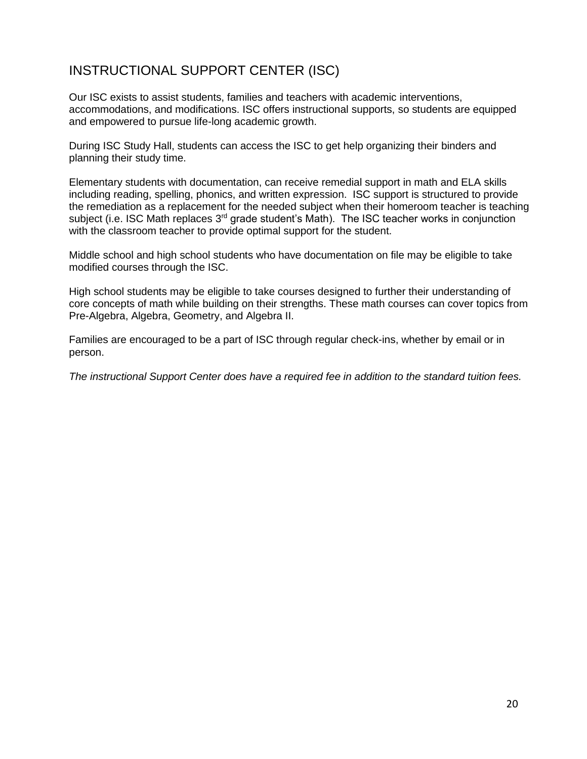# INSTRUCTIONAL SUPPORT CENTER (ISC)

Our ISC exists to assist students, families and teachers with academic interventions, accommodations, and modifications. ISC offers instructional supports, so students are equipped and empowered to pursue life-long academic growth.

During ISC Study Hall, students can access the ISC to get help organizing their binders and planning their study time.

Elementary students with documentation, can receive remedial support in math and ELA skills including reading, spelling, phonics, and written expression. ISC support is structured to provide the remediation as a replacement for the needed subject when their homeroom teacher is teaching subject (i.e. ISC Math replaces 3rd grade student's Math). The ISC teacher works in conjunction with the classroom teacher to provide optimal support for the student.

Middle school and high school students who have documentation on file may be eligible to take modified courses through the ISC.

High school students may be eligible to take courses designed to further their understanding of core concepts of math while building on their strengths. These math courses can cover topics from Pre-Algebra, Algebra, Geometry, and Algebra II.

Families are encouraged to be a part of ISC through regular check-ins, whether by email or in person.

*The instructional Support Center does have a required fee in addition to the standard tuition fees.*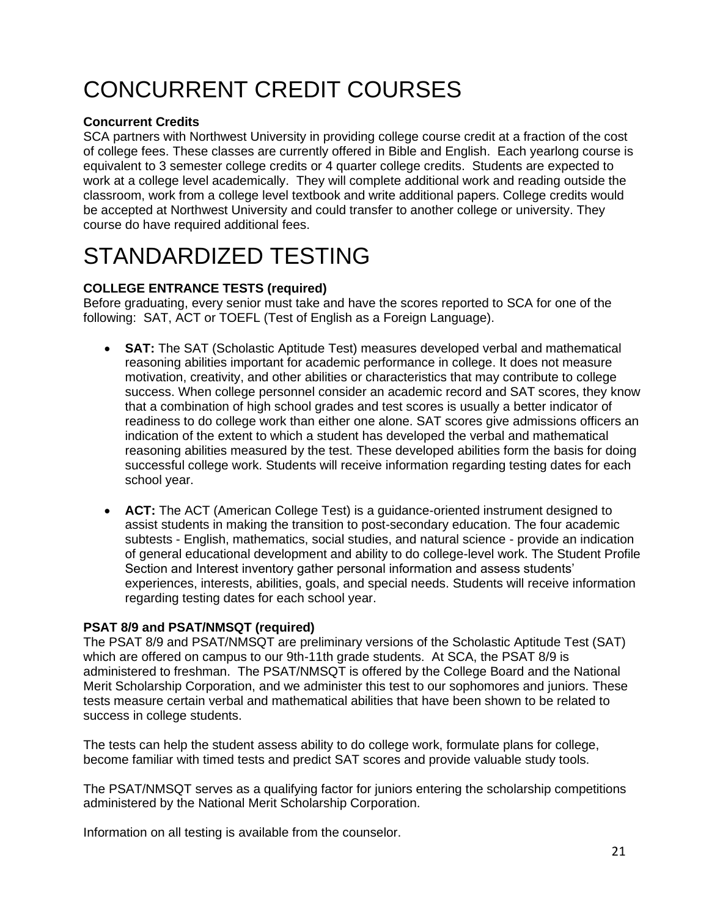# CONCURRENT CREDIT COURSES

**Concurrent Credits**

SCA partners with Northwest University in providing college course credit at a fraction of the cost of college fees. These classes are currently offered in Bible and English. Each yearlong course is equivalent to 3 semester college credits or 4 quarter college credits. Students are expected to work at a college level academically. They will complete additional work and reading outside the classroom, work from a college level textbook and write additional papers. College credits would be accepted at Northwest University and could transfer to another college or university. They course do have required additional fees.

# STANDARDIZED TESTING

**COLLEGE ENTRANCE TESTS (required)**

Before graduating, every senior must take and have the scores reported to SCA for one of the following: SAT, ACT or TOEFL (Test of English as a Foreign Language).

- **SAT:** The SAT (Scholastic Aptitude Test) measures developed verbal and mathematical reasoning abilities important for academic performance in college. It does not measure motivation, creativity, and other abilities or characteristics that may contribute to college success. When college personnel consider an academic record and SAT scores, they know that a combination of high school grades and test scores is usually a better indicator of readiness to do college work than either one alone. SAT scores give admissions officers an indication of the extent to which a student has developed the verbal and mathematical reasoning abilities measured by the test. These developed abilities form the basis for doing successful college work. Students will receive information regarding testing dates for each school year.

- **ACT:** The ACT (American College Test) is a guidance-oriented instrument designed to assist students in making the transition to post-secondary education. The four academic subtests - English, mathematics, social studies, and natural science - provide an indication of general educational development and ability to do college-level work. The Student Profile Section and Interest inventory gather personal information and assess students' experiences, interests, abilities, goals, and special needs. Students will receive information regarding testing dates for each school year.

**PSAT 8/9 and PSAT/NMSQT (required)**

The PSAT 8/9 and PSAT/NMSQT are preliminary versions of the Scholastic Aptitude Test (SAT) which are offered on campus to our 9th-11th grade students. At SCA, the PSAT 8/9 is administered to freshman. The PSAT/NMSQT is offered by the College Board and the National Merit Scholarship Corporation, and we administer this test to our sophomores and juniors. These tests measure certain verbal and mathematical abilities that have been shown to be related to success in college students.

The tests can help the student assess ability to do college work, formulate plans for college, become familiar with timed tests and predict SAT scores and provide valuable study tools.

The PSAT/NMSQT serves as a qualifying factor for juniors entering the scholarship competitions administered by the National Merit Scholarship Corporation.

Information on all testing is available from the counselor.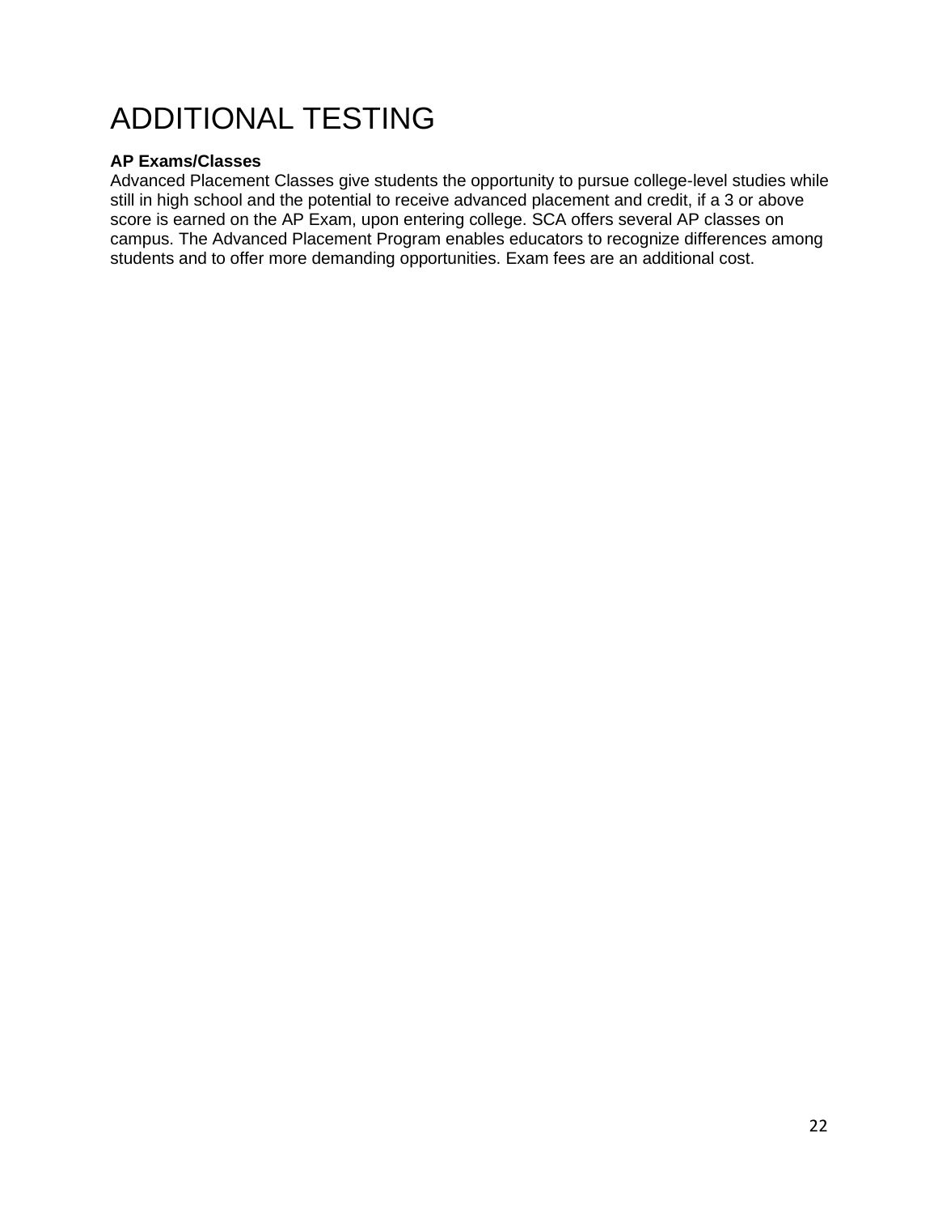# ADDITIONAL TESTING

**AP Exams/Classes**
Advanced Placement Classes give students the opportunity to pursue college-level studies while still in high school and the potential to receive advanced placement and credit, if a 3 or above score is earned on the AP Exam, upon entering college. SCA offers several AP classes on campus. The Advanced Placement Program enables educators to recognize differences among students and to offer more demanding opportunities. Exam fees are an additional cost.